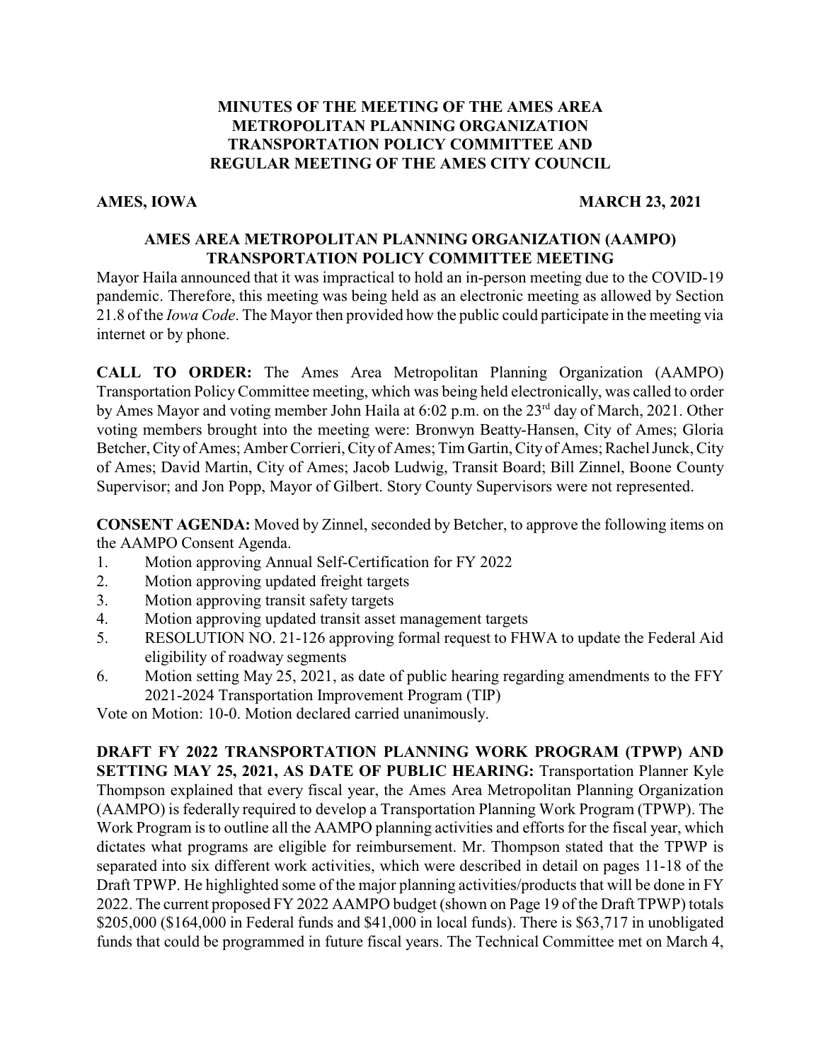# MINUTES OF THE MEETING OF THE AMES AREA METROPOLITAN PLANNING ORGANIZATION TRANSPORTATION POLICY COMMITTEE AND REGULAR MEETING OF THE AMES CITY COUNCIL

**AMES, IOWA** **MARCH 23, 2021**

## AMES AREA METROPOLITAN PLANNING ORGANIZATION (AAMPO) TRANSPORTATION POLICY COMMITTEE MEETING

Mayor Haila announced that it was impractical to hold an in-person meeting due to the COVID-19 pandemic. Therefore, this meeting was being held as an electronic meeting as allowed by Section 21.8 of the *Iowa Code*. The Mayor then provided how the public could participate in the meeting via internet or by phone.

**CALL TO ORDER:** The Ames Area Metropolitan Planning Organization (AAMPO) Transportation Policy Committee meeting, which was being held electronically, was called to order by Ames Mayor and voting member John Haila at 6:02 p.m. on the 23rd day of March, 2021. Other voting members brought into the meeting were: Bronwyn Beatty-Hansen, City of Ames; Gloria Betcher, City of Ames; Amber Corrieri, City of Ames; Tim Gartin, City of Ames; Rachel Junck, City of Ames; David Martin, City of Ames; Jacob Ludwig, Transit Board; Bill Zinnel, Boone County Supervisor; and Jon Popp, Mayor of Gilbert. Story County Supervisors were not represented.

**CONSENT AGENDA:** Moved by Zinnel, seconded by Betcher, to approve the following items on the AAMPO Consent Agenda.

1. Motion approving Annual Self-Certification for FY 2022
2. Motion approving updated freight targets
3. Motion approving transit safety targets
4. Motion approving updated transit asset management targets
5. RESOLUTION NO. 21-126 approving formal request to FHWA to update the Federal Aid eligibility of roadway segments
6. Motion setting May 25, 2021, as date of public hearing regarding amendments to the FFY 2021-2024 Transportation Improvement Program (TIP)

Vote on Motion: 10-0. Motion declared carried unanimously.

**DRAFT FY 2022 TRANSPORTATION PLANNING WORK PROGRAM (TPWP) AND SETTING MAY 25, 2021, AS DATE OF PUBLIC HEARING:** Transportation Planner Kyle Thompson explained that every fiscal year, the Ames Area Metropolitan Planning Organization (AAMPO) is federally required to develop a Transportation Planning Work Program (TPWP). The Work Program is to outline all the AAMPO planning activities and efforts for the fiscal year, which dictates what programs are eligible for reimbursement. Mr. Thompson stated that the TPWP is separated into six different work activities, which were described in detail on pages 11-18 of the Draft TPWP. He highlighted some of the major planning activities/products that will be done in FY 2022. The current proposed FY 2022 AAMPO budget (shown on Page 19 of the Draft TPWP) totals $205,000 ($164,000 in Federal funds and $41,000 in local funds). There is $63,717 in unobligated funds that could be programmed in future fiscal years. The Technical Committee met on March 4,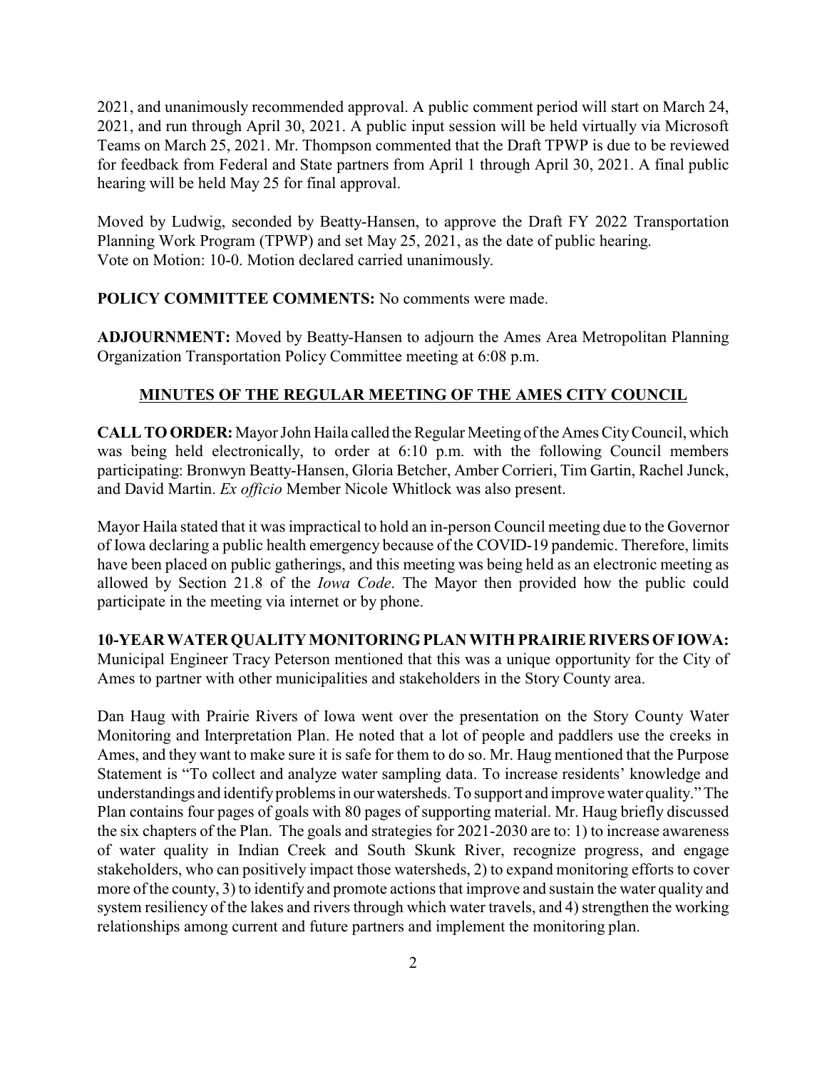2021, and unanimously recommended approval. A public comment period will start on March 24, 2021, and run through April 30, 2021. A public input session will be held virtually via Microsoft Teams on March 25, 2021. Mr. Thompson commented that the Draft TPWP is due to be reviewed for feedback from Federal and State partners from April 1 through April 30, 2021. A final public hearing will be held May 25 for final approval.

Moved by Ludwig, seconded by Beatty-Hansen, to approve the Draft FY 2022 Transportation Planning Work Program (TPWP) and set May 25, 2021, as the date of public hearing.
Vote on Motion: 10-0. Motion declared carried unanimously.

**POLICY COMMITTEE COMMENTS:** No comments were made.

**ADJOURNMENT:** Moved by Beatty-Hansen to adjourn the Ames Area Metropolitan Planning Organization Transportation Policy Committee meeting at 6:08 p.m.

## MINUTES OF THE REGULAR MEETING OF THE AMES CITY COUNCIL

**CALL TO ORDER:** Mayor John Haila called the Regular Meeting of the Ames City Council, which was being held electronically, to order at 6:10 p.m. with the following Council members participating: Bronwyn Beatty-Hansen, Gloria Betcher, Amber Corrieri, Tim Gartin, Rachel Junck, and David Martin. *Ex officio* Member Nicole Whitlock was also present.

Mayor Haila stated that it was impractical to hold an in-person Council meeting due to the Governor of Iowa declaring a public health emergency because of the COVID-19 pandemic. Therefore, limits have been placed on public gatherings, and this meeting was being held as an electronic meeting as allowed by Section 21.8 of the *Iowa Code*. The Mayor then provided how the public could participate in the meeting via internet or by phone.

**10-YEAR WATER QUALITY MONITORING PLAN WITH PRAIRIE RIVERS OF IOWA:** Municipal Engineer Tracy Peterson mentioned that this was a unique opportunity for the City of Ames to partner with other municipalities and stakeholders in the Story County area.

Dan Haug with Prairie Rivers of Iowa went over the presentation on the Story County Water Monitoring and Interpretation Plan. He noted that a lot of people and paddlers use the creeks in Ames, and they want to make sure it is safe for them to do so. Mr. Haug mentioned that the Purpose Statement is "To collect and analyze water sampling data. To increase residents' knowledge and understandings and identify problems in our watersheds. To support and improve water quality." The Plan contains four pages of goals with 80 pages of supporting material. Mr. Haug briefly discussed the six chapters of the Plan. The goals and strategies for 2021-2030 are to: 1) to increase awareness of water quality in Indian Creek and South Skunk River, recognize progress, and engage stakeholders, who can positively impact those watersheds, 2) to expand monitoring efforts to cover more of the county, 3) to identify and promote actions that improve and sustain the water quality and system resiliency of the lakes and rivers through which water travels, and 4) strengthen the working relationships among current and future partners and implement the monitoring plan.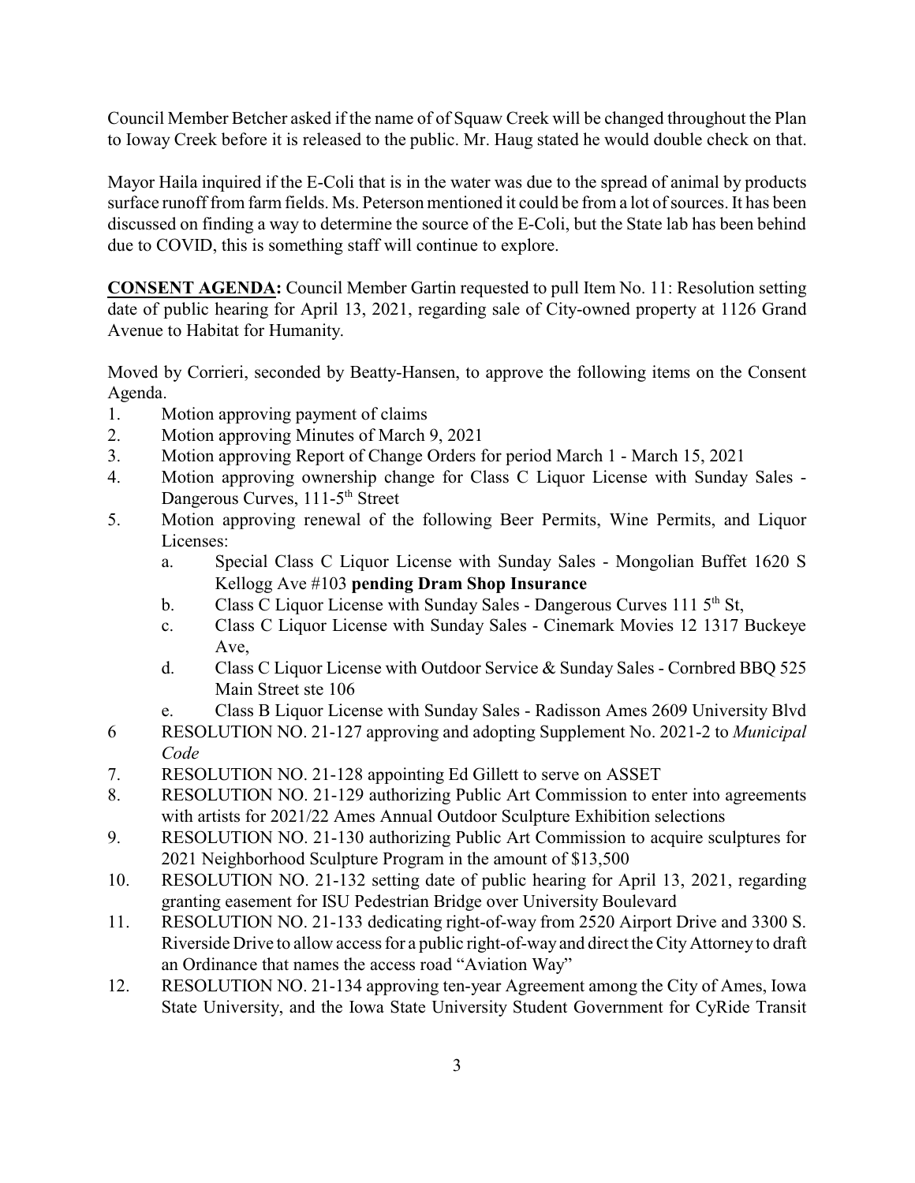Council Member Betcher asked if the name of of Squaw Creek will be changed throughout the Plan to Ioway Creek before it is released to the public. Mr. Haug stated he would double check on that.

Mayor Haila inquired if the E-Coli that is in the water was due to the spread of animal by products surface runoff from farm fields. Ms. Peterson mentioned it could be from a lot of sources. It has been discussed on finding a way to determine the source of the E-Coli, but the State lab has been behind due to COVID, this is something staff will continue to explore.

**CONSENT AGENDA:** Council Member Gartin requested to pull Item No. 11: Resolution setting date of public hearing for April 13, 2021, regarding sale of City-owned property at 1126 Grand Avenue to Habitat for Humanity.

Moved by Corrieri, seconded by Beatty-Hansen, to approve the following items on the Consent Agenda.

1. Motion approving payment of claims
2. Motion approving Minutes of March 9, 2021
3. Motion approving Report of Change Orders for period March 1 - March 15, 2021
4. Motion approving ownership change for Class C Liquor License with Sunday Sales - Dangerous Curves, 111-5th Street
5. Motion approving renewal of the following Beer Permits, Wine Permits, and Liquor Licenses:
   a. Special Class C Liquor License with Sunday Sales - Mongolian Buffet 1620 S Kellogg Ave #103 **pending Dram Shop Insurance**
   b. Class C Liquor License with Sunday Sales - Dangerous Curves 111 5th St,
   c. Class C Liquor License with Sunday Sales - Cinemark Movies 12 1317 Buckeye Ave,
   d. Class C Liquor License with Outdoor Service & Sunday Sales - Cornbred BBQ 525 Main Street ste 106
   e. Class B Liquor License with Sunday Sales - Radisson Ames 2609 University Blvd
6. RESOLUTION NO. 21-127 approving and adopting Supplement No. 2021-2 to *Municipal Code*
7. RESOLUTION NO. 21-128 appointing Ed Gillett to serve on ASSET
8. RESOLUTION NO. 21-129 authorizing Public Art Commission to enter into agreements with artists for 2021/22 Ames Annual Outdoor Sculpture Exhibition selections
9. RESOLUTION NO. 21-130 authorizing Public Art Commission to acquire sculptures for 2021 Neighborhood Sculpture Program in the amount of $13,500
10. RESOLUTION NO. 21-132 setting date of public hearing for April 13, 2021, regarding granting easement for ISU Pedestrian Bridge over University Boulevard
11. RESOLUTION NO. 21-133 dedicating right-of-way from 2520 Airport Drive and 3300 S. Riverside Drive to allow access for a public right-of-way and direct the City Attorney to draft an Ordinance that names the access road "Aviation Way"
12. RESOLUTION NO. 21-134 approving ten-year Agreement among the City of Ames, Iowa State University, and the Iowa State University Student Government for CyRide Transit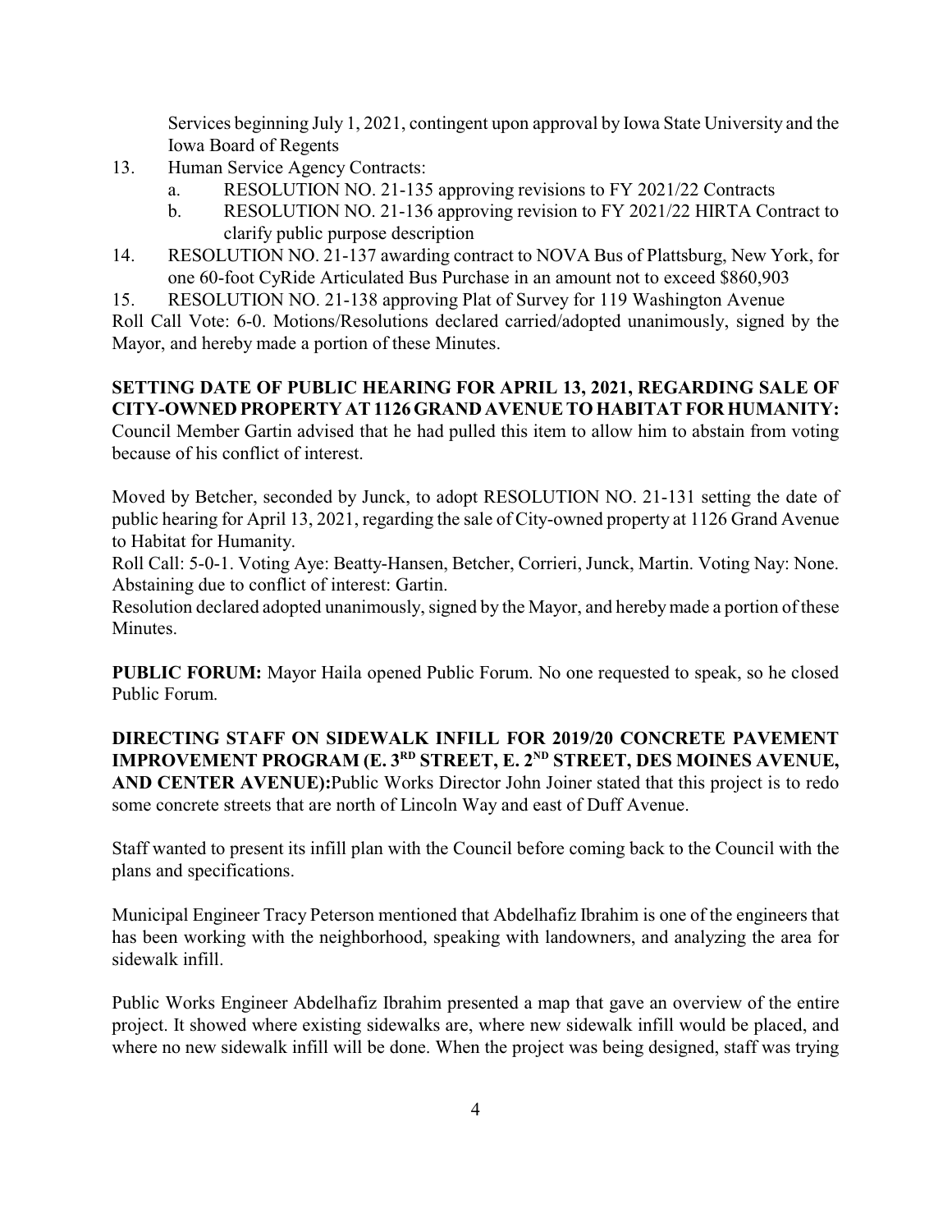Services beginning July 1, 2021, contingent upon approval by Iowa State University and the Iowa Board of Regents

13. Human Service Agency Contracts:
    a. RESOLUTION NO. 21-135 approving revisions to FY 2021/22 Contracts
    b. RESOLUTION NO. 21-136 approving revision to FY 2021/22 HIRTA Contract to clarify public purpose description
14. RESOLUTION NO. 21-137 awarding contract to NOVA Bus of Plattsburg, New York, for one 60-foot CyRide Articulated Bus Purchase in an amount not to exceed $860,903
15. RESOLUTION NO. 21-138 approving Plat of Survey for 119 Washington Avenue

Roll Call Vote: 6-0. Motions/Resolutions declared carried/adopted unanimously, signed by the Mayor, and hereby made a portion of these Minutes.

**SETTING DATE OF PUBLIC HEARING FOR APRIL 13, 2021, REGARDING SALE OF CITY-OWNED PROPERTY AT 1126 GRAND AVENUE TO HABITAT FOR HUMANITY:** Council Member Gartin advised that he had pulled this item to allow him to abstain from voting because of his conflict of interest.

Moved by Betcher, seconded by Junck, to adopt RESOLUTION NO. 21-131 setting the date of public hearing for April 13, 2021, regarding the sale of City-owned property at 1126 Grand Avenue to Habitat for Humanity.

Roll Call: 5-0-1. Voting Aye: Beatty-Hansen, Betcher, Corrieri, Junck, Martin. Voting Nay: None. Abstaining due to conflict of interest: Gartin.

Resolution declared adopted unanimously, signed by the Mayor, and hereby made a portion of these Minutes.

**PUBLIC FORUM:** Mayor Haila opened Public Forum. No one requested to speak, so he closed Public Forum.

**DIRECTING STAFF ON SIDEWALK INFILL FOR 2019/20 CONCRETE PAVEMENT IMPROVEMENT PROGRAM (E. 3RD STREET, E. 2ND STREET, DES MOINES AVENUE, AND CENTER AVENUE):** Public Works Director John Joiner stated that this project is to redo some concrete streets that are north of Lincoln Way and east of Duff Avenue.

Staff wanted to present its infill plan with the Council before coming back to the Council with the plans and specifications.

Municipal Engineer Tracy Peterson mentioned that Abdelhafiz Ibrahim is one of the engineers that has been working with the neighborhood, speaking with landowners, and analyzing the area for sidewalk infill.

Public Works Engineer Abdelhafiz Ibrahim presented a map that gave an overview of the entire project. It showed where existing sidewalks are, where new sidewalk infill would be placed, and where no new sidewalk infill will be done. When the project was being designed, staff was trying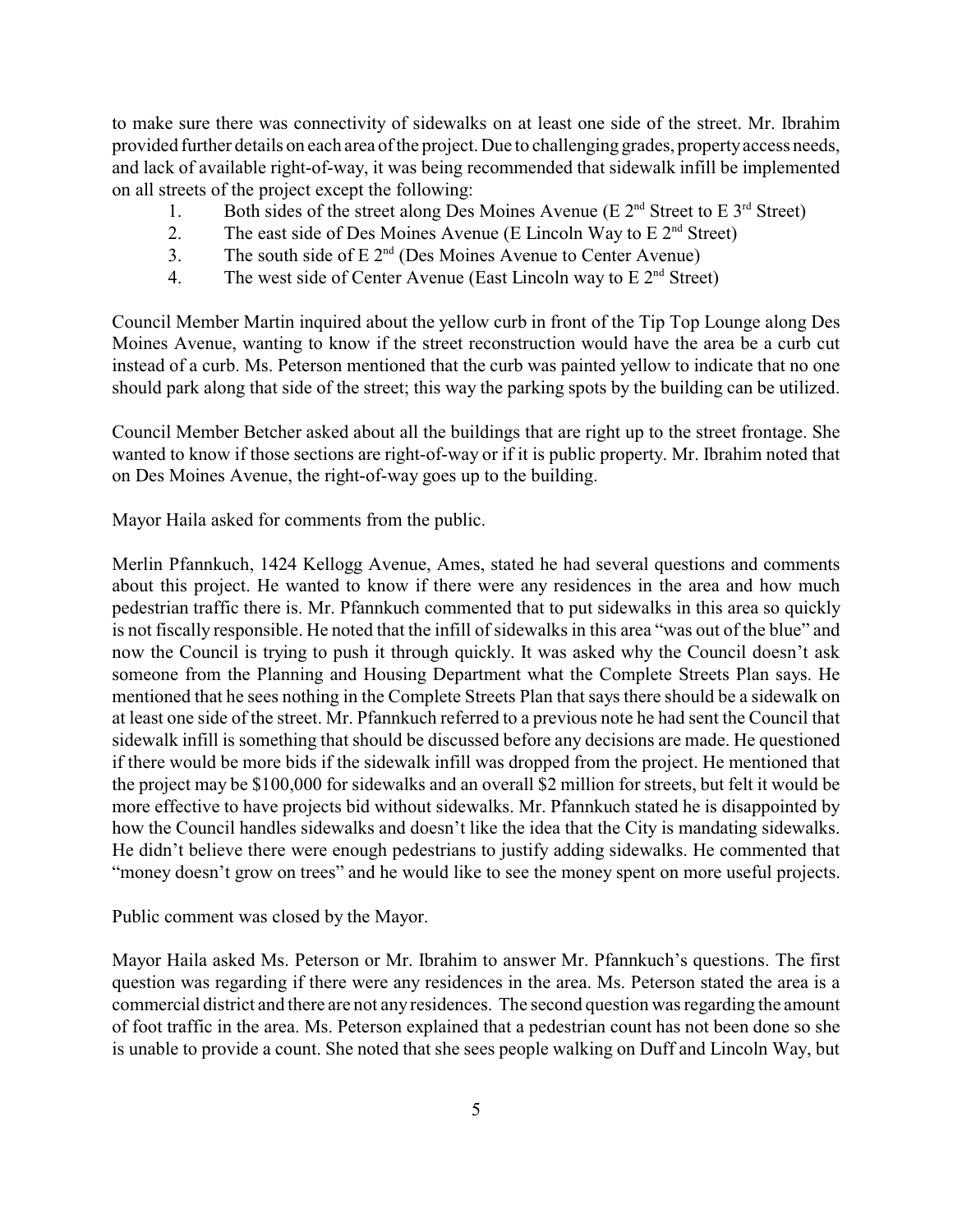to make sure there was connectivity of sidewalks on at least one side of the street. Mr. Ibrahim provided further details on each area of the project. Due to challenging grades, property access needs, and lack of available right-of-way, it was being recommended that sidewalk infill be implemented on all streets of the project except the following:

1. Both sides of the street along Des Moines Avenue (E 2nd Street to E 3rd Street)
2. The east side of Des Moines Avenue (E Lincoln Way to E 2nd Street)
3. The south side of E 2nd (Des Moines Avenue to Center Avenue)
4. The west side of Center Avenue (East Lincoln way to E 2nd Street)

Council Member Martin inquired about the yellow curb in front of the Tip Top Lounge along Des Moines Avenue, wanting to know if the street reconstruction would have the area be a curb cut instead of a curb. Ms. Peterson mentioned that the curb was painted yellow to indicate that no one should park along that side of the street; this way the parking spots by the building can be utilized.

Council Member Betcher asked about all the buildings that are right up to the street frontage. She wanted to know if those sections are right-of-way or if it is public property. Mr. Ibrahim noted that on Des Moines Avenue, the right-of-way goes up to the building.

Mayor Haila asked for comments from the public.

Merlin Pfannkuch, 1424 Kellogg Avenue, Ames, stated he had several questions and comments about this project. He wanted to know if there were any residences in the area and how much pedestrian traffic there is. Mr. Pfannkuch commented that to put sidewalks in this area so quickly is not fiscally responsible. He noted that the infill of sidewalks in this area "was out of the blue" and now the Council is trying to push it through quickly. It was asked why the Council doesn't ask someone from the Planning and Housing Department what the Complete Streets Plan says. He mentioned that he sees nothing in the Complete Streets Plan that says there should be a sidewalk on at least one side of the street. Mr. Pfannkuch referred to a previous note he had sent the Council that sidewalk infill is something that should be discussed before any decisions are made. He questioned if there would be more bids if the sidewalk infill was dropped from the project. He mentioned that the project may be $100,000 for sidewalks and an overall $2 million for streets, but felt it would be more effective to have projects bid without sidewalks. Mr. Pfannkuch stated he is disappointed by how the Council handles sidewalks and doesn't like the idea that the City is mandating sidewalks. He didn't believe there were enough pedestrians to justify adding sidewalks. He commented that "money doesn't grow on trees" and he would like to see the money spent on more useful projects.

Public comment was closed by the Mayor.

Mayor Haila asked Ms. Peterson or Mr. Ibrahim to answer Mr. Pfannkuch's questions. The first question was regarding if there were any residences in the area. Ms. Peterson stated the area is a commercial district and there are not any residences. The second question was regarding the amount of foot traffic in the area. Ms. Peterson explained that a pedestrian count has not been done so she is unable to provide a count. She noted that she sees people walking on Duff and Lincoln Way, but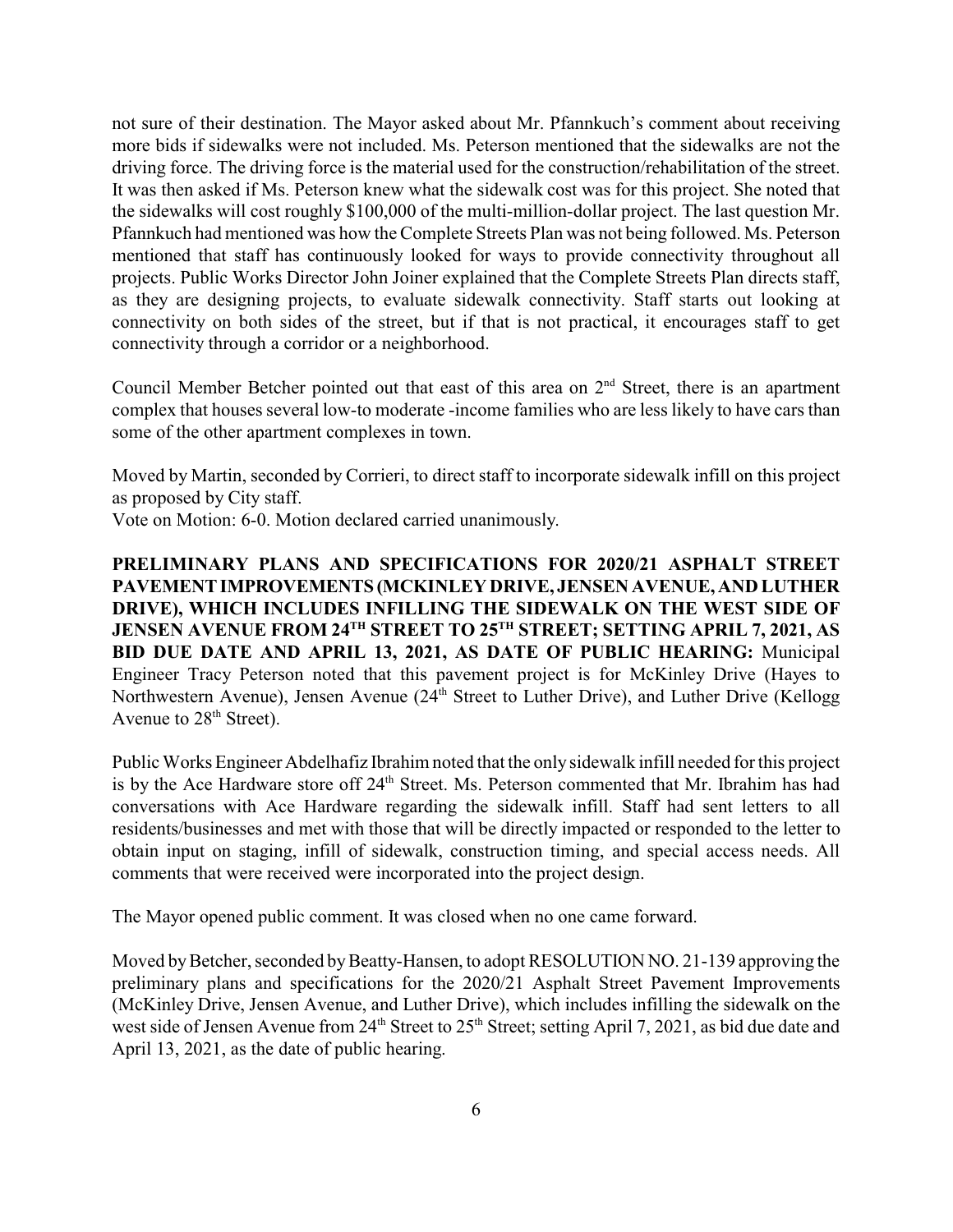not sure of their destination. The Mayor asked about Mr. Pfannkuch's comment about receiving more bids if sidewalks were not included. Ms. Peterson mentioned that the sidewalks are not the driving force. The driving force is the material used for the construction/rehabilitation of the street. It was then asked if Ms. Peterson knew what the sidewalk cost was for this project. She noted that the sidewalks will cost roughly $100,000 of the multi-million-dollar project. The last question Mr. Pfannkuch had mentioned was how the Complete Streets Plan was not being followed. Ms. Peterson mentioned that staff has continuously looked for ways to provide connectivity throughout all projects. Public Works Director John Joiner explained that the Complete Streets Plan directs staff, as they are designing projects, to evaluate sidewalk connectivity. Staff starts out looking at connectivity on both sides of the street, but if that is not practical, it encourages staff to get connectivity through a corridor or a neighborhood.

Council Member Betcher pointed out that east of this area on 2nd Street, there is an apartment complex that houses several low-to moderate -income families who are less likely to have cars than some of the other apartment complexes in town.

Moved by Martin, seconded by Corrieri, to direct staff to incorporate sidewalk infill on this project as proposed by City staff.

Vote on Motion: 6-0. Motion declared carried unanimously.

**PRELIMINARY PLANS AND SPECIFICATIONS FOR 2020/21 ASPHALT STREET PAVEMENT IMPROVEMENTS (MCKINLEY DRIVE, JENSEN AVENUE, AND LUTHER DRIVE), WHICH INCLUDES INFILLING THE SIDEWALK ON THE WEST SIDE OF JENSEN AVENUE FROM 24TH STREET TO 25TH STREET; SETTING APRIL 7, 2021, AS BID DUE DATE AND APRIL 13, 2021, AS DATE OF PUBLIC HEARING:** Municipal Engineer Tracy Peterson noted that this pavement project is for McKinley Drive (Hayes to Northwestern Avenue), Jensen Avenue (24th Street to Luther Drive), and Luther Drive (Kellogg Avenue to 28th Street).

Public Works Engineer Abdelhafiz Ibrahim noted that the only sidewalk infill needed for this project is by the Ace Hardware store off 24th Street. Ms. Peterson commented that Mr. Ibrahim has had conversations with Ace Hardware regarding the sidewalk infill. Staff had sent letters to all residents/businesses and met with those that will be directly impacted or responded to the letter to obtain input on staging, infill of sidewalk, construction timing, and special access needs. All comments that were received were incorporated into the project design.

The Mayor opened public comment. It was closed when no one came forward.

Moved by Betcher, seconded by Beatty-Hansen, to adopt RESOLUTION NO. 21-139 approving the preliminary plans and specifications for the 2020/21 Asphalt Street Pavement Improvements (McKinley Drive, Jensen Avenue, and Luther Drive), which includes infilling the sidewalk on the west side of Jensen Avenue from 24th Street to 25th Street; setting April 7, 2021, as bid due date and April 13, 2021, as the date of public hearing.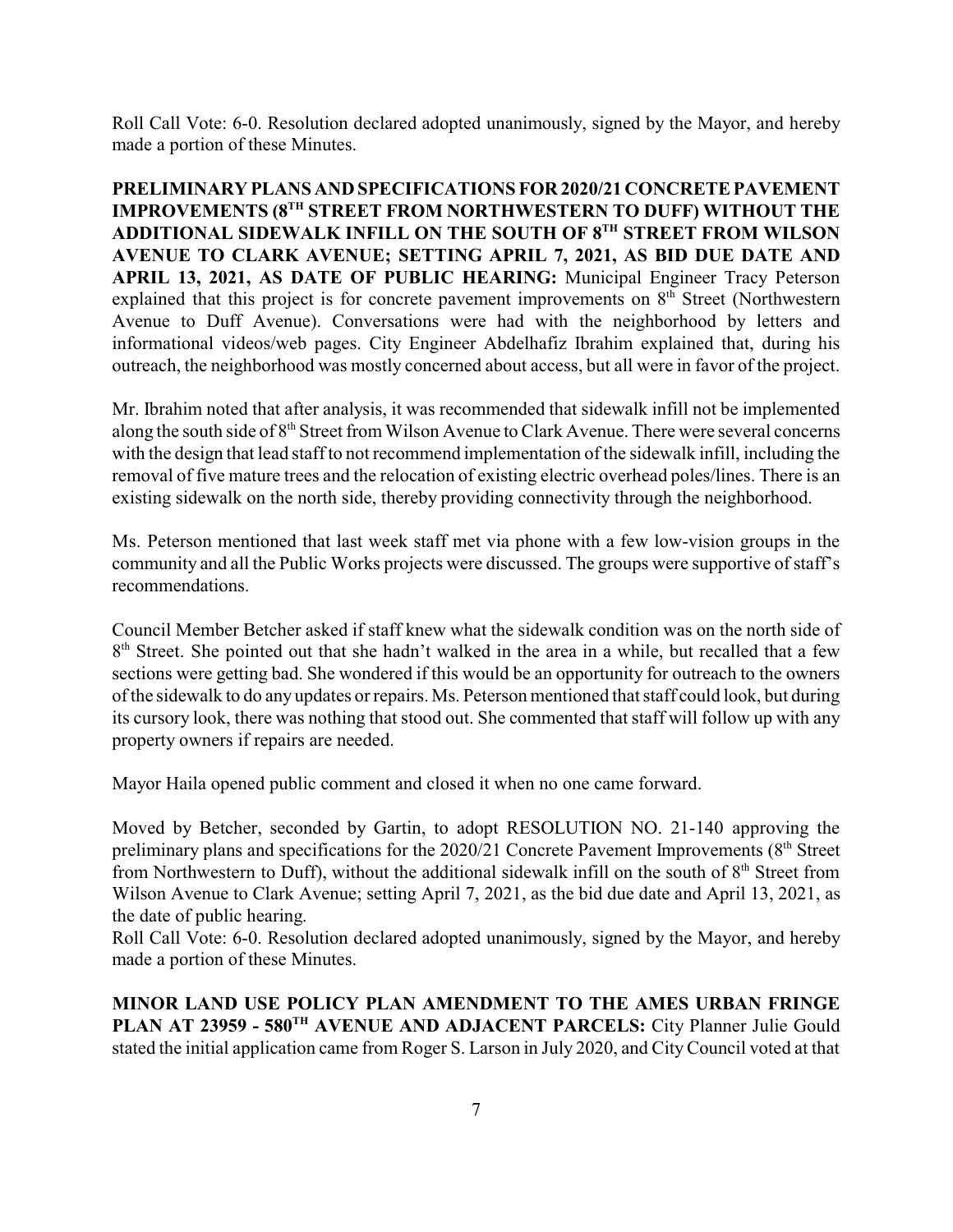Roll Call Vote: 6-0. Resolution declared adopted unanimously, signed by the Mayor, and hereby made a portion of these Minutes.

**PRELIMINARY PLANS AND SPECIFICATIONS FOR 2020/21 CONCRETE PAVEMENT IMPROVEMENTS (8TH STREET FROM NORTHWESTERN TO DUFF) WITHOUT THE ADDITIONAL SIDEWALK INFILL ON THE SOUTH OF 8TH STREET FROM WILSON AVENUE TO CLARK AVENUE; SETTING APRIL 7, 2021, AS BID DUE DATE AND APRIL 13, 2021, AS DATE OF PUBLIC HEARING:** Municipal Engineer Tracy Peterson explained that this project is for concrete pavement improvements on 8th Street (Northwestern Avenue to Duff Avenue). Conversations were had with the neighborhood by letters and informational videos/web pages. City Engineer Abdelhafiz Ibrahim explained that, during his outreach, the neighborhood was mostly concerned about access, but all were in favor of the project.

Mr. Ibrahim noted that after analysis, it was recommended that sidewalk infill not be implemented along the south side of 8th Street from Wilson Avenue to Clark Avenue. There were several concerns with the design that lead staff to not recommend implementation of the sidewalk infill, including the removal of five mature trees and the relocation of existing electric overhead poles/lines. There is an existing sidewalk on the north side, thereby providing connectivity through the neighborhood.

Ms. Peterson mentioned that last week staff met via phone with a few low-vision groups in the community and all the Public Works projects were discussed. The groups were supportive of staff's recommendations.

Council Member Betcher asked if staff knew what the sidewalk condition was on the north side of 8th Street. She pointed out that she hadn't walked in the area in a while, but recalled that a few sections were getting bad. She wondered if this would be an opportunity for outreach to the owners of the sidewalk to do any updates or repairs. Ms. Peterson mentioned that staff could look, but during its cursory look, there was nothing that stood out. She commented that staff will follow up with any property owners if repairs are needed.

Mayor Haila opened public comment and closed it when no one came forward.

Moved by Betcher, seconded by Gartin, to adopt RESOLUTION NO. 21-140 approving the preliminary plans and specifications for the 2020/21 Concrete Pavement Improvements (8th Street from Northwestern to Duff), without the additional sidewalk infill on the south of 8th Street from Wilson Avenue to Clark Avenue; setting April 7, 2021, as the bid due date and April 13, 2021, as the date of public hearing.
Roll Call Vote: 6-0. Resolution declared adopted unanimously, signed by the Mayor, and hereby made a portion of these Minutes.

**MINOR LAND USE POLICY PLAN AMENDMENT TO THE AMES URBAN FRINGE PLAN AT 23959 - 580TH AVENUE AND ADJACENT PARCELS:** City Planner Julie Gould stated the initial application came from Roger S. Larson in July 2020, and City Council voted at that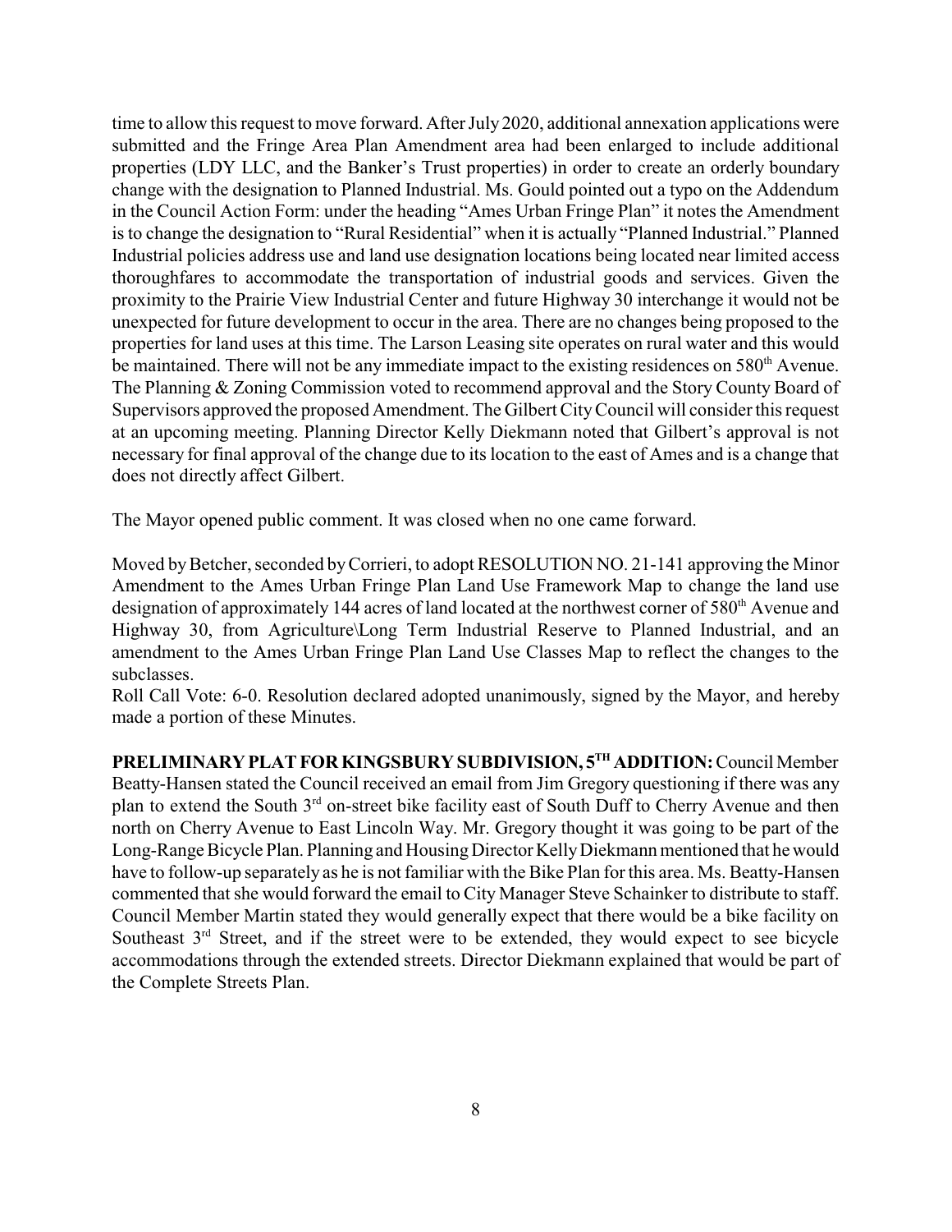time to allow this request to move forward. After July 2020, additional annexation applications were submitted and the Fringe Area Plan Amendment area had been enlarged to include additional properties (LDY LLC, and the Banker's Trust properties) in order to create an orderly boundary change with the designation to Planned Industrial. Ms. Gould pointed out a typo on the Addendum in the Council Action Form: under the heading "Ames Urban Fringe Plan" it notes the Amendment is to change the designation to "Rural Residential" when it is actually "Planned Industrial." Planned Industrial policies address use and land use designation locations being located near limited access thoroughfares to accommodate the transportation of industrial goods and services. Given the proximity to the Prairie View Industrial Center and future Highway 30 interchange it would not be unexpected for future development to occur in the area. There are no changes being proposed to the properties for land uses at this time. The Larson Leasing site operates on rural water and this would be maintained. There will not be any immediate impact to the existing residences on 580th Avenue. The Planning & Zoning Commission voted to recommend approval and the Story County Board of Supervisors approved the proposed Amendment. The Gilbert City Council will consider this request at an upcoming meeting. Planning Director Kelly Diekmann noted that Gilbert's approval is not necessary for final approval of the change due to its location to the east of Ames and is a change that does not directly affect Gilbert.

The Mayor opened public comment. It was closed when no one came forward.

Moved by Betcher, seconded by Corrieri, to adopt RESOLUTION NO. 21-141 approving the Minor Amendment to the Ames Urban Fringe Plan Land Use Framework Map to change the land use designation of approximately 144 acres of land located at the northwest corner of 580th Avenue and Highway 30, from Agriculture\Long Term Industrial Reserve to Planned Industrial, and an amendment to the Ames Urban Fringe Plan Land Use Classes Map to reflect the changes to the subclasses.
Roll Call Vote: 6-0. Resolution declared adopted unanimously, signed by the Mayor, and hereby made a portion of these Minutes.

**PRELIMINARY PLAT FOR KINGSBURY SUBDIVISION, 5TH ADDITION:** Council Member Beatty-Hansen stated the Council received an email from Jim Gregory questioning if there was any plan to extend the South 3rd on-street bike facility east of South Duff to Cherry Avenue and then north on Cherry Avenue to East Lincoln Way. Mr. Gregory thought it was going to be part of the Long-Range Bicycle Plan. Planning and Housing Director Kelly Diekmann mentioned that he would have to follow-up separately as he is not familiar with the Bike Plan for this area. Ms. Beatty-Hansen commented that she would forward the email to City Manager Steve Schainker to distribute to staff. Council Member Martin stated they would generally expect that there would be a bike facility on Southeast 3rd Street, and if the street were to be extended, they would expect to see bicycle accommodations through the extended streets. Director Diekmann explained that would be part of the Complete Streets Plan.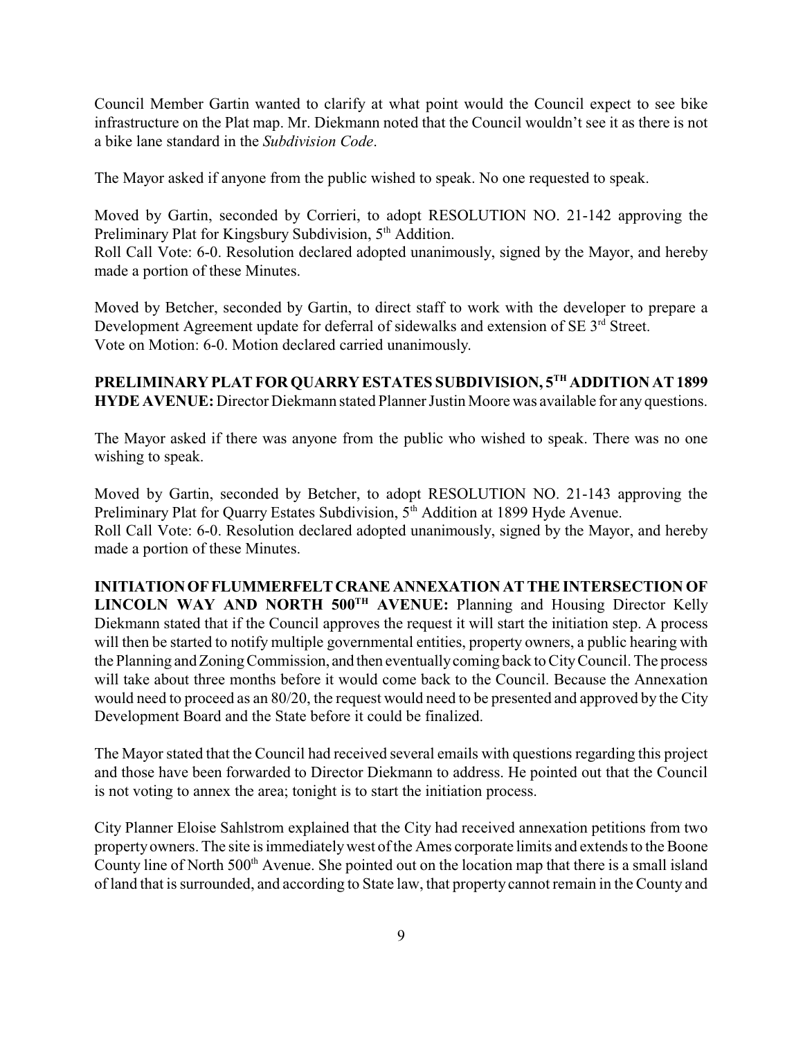Council Member Gartin wanted to clarify at what point would the Council expect to see bike infrastructure on the Plat map. Mr. Diekmann noted that the Council wouldn't see it as there is not a bike lane standard in the *Subdivision Code*.

The Mayor asked if anyone from the public wished to speak. No one requested to speak.

Moved by Gartin, seconded by Corrieri, to adopt RESOLUTION NO. 21-142 approving the Preliminary Plat for Kingsbury Subdivision, 5th Addition.
Roll Call Vote: 6-0. Resolution declared adopted unanimously, signed by the Mayor, and hereby made a portion of these Minutes.

Moved by Betcher, seconded by Gartin, to direct staff to work with the developer to prepare a Development Agreement update for deferral of sidewalks and extension of SE 3rd Street.
Vote on Motion: 6-0. Motion declared carried unanimously.

**PRELIMINARY PLAT FOR QUARRY ESTATES SUBDIVISION, 5TH ADDITION AT 1899 HYDE AVENUE:** Director Diekmann stated Planner Justin Moore was available for any questions.

The Mayor asked if there was anyone from the public who wished to speak. There was no one wishing to speak.

Moved by Gartin, seconded by Betcher, to adopt RESOLUTION NO. 21-143 approving the Preliminary Plat for Quarry Estates Subdivision, 5th Addition at 1899 Hyde Avenue.
Roll Call Vote: 6-0. Resolution declared adopted unanimously, signed by the Mayor, and hereby made a portion of these Minutes.

**INITIATION OF FLUMMERFELT CRANE ANNEXATION AT THE INTERSECTION OF LINCOLN WAY AND NORTH 500TH AVENUE:** Planning and Housing Director Kelly Diekmann stated that if the Council approves the request it will start the initiation step. A process will then be started to notify multiple governmental entities, property owners, a public hearing with the Planning and Zoning Commission, and then eventually coming back to City Council. The process will take about three months before it would come back to the Council. Because the Annexation would need to proceed as an 80/20, the request would need to be presented and approved by the City Development Board and the State before it could be finalized.

The Mayor stated that the Council had received several emails with questions regarding this project and those have been forwarded to Director Diekmann to address. He pointed out that the Council is not voting to annex the area; tonight is to start the initiation process.

City Planner Eloise Sahlstrom explained that the City had received annexation petitions from two property owners. The site is immediately west of the Ames corporate limits and extends to the Boone County line of North 500th Avenue. She pointed out on the location map that there is a small island of land that is surrounded, and according to State law, that property cannot remain in the County and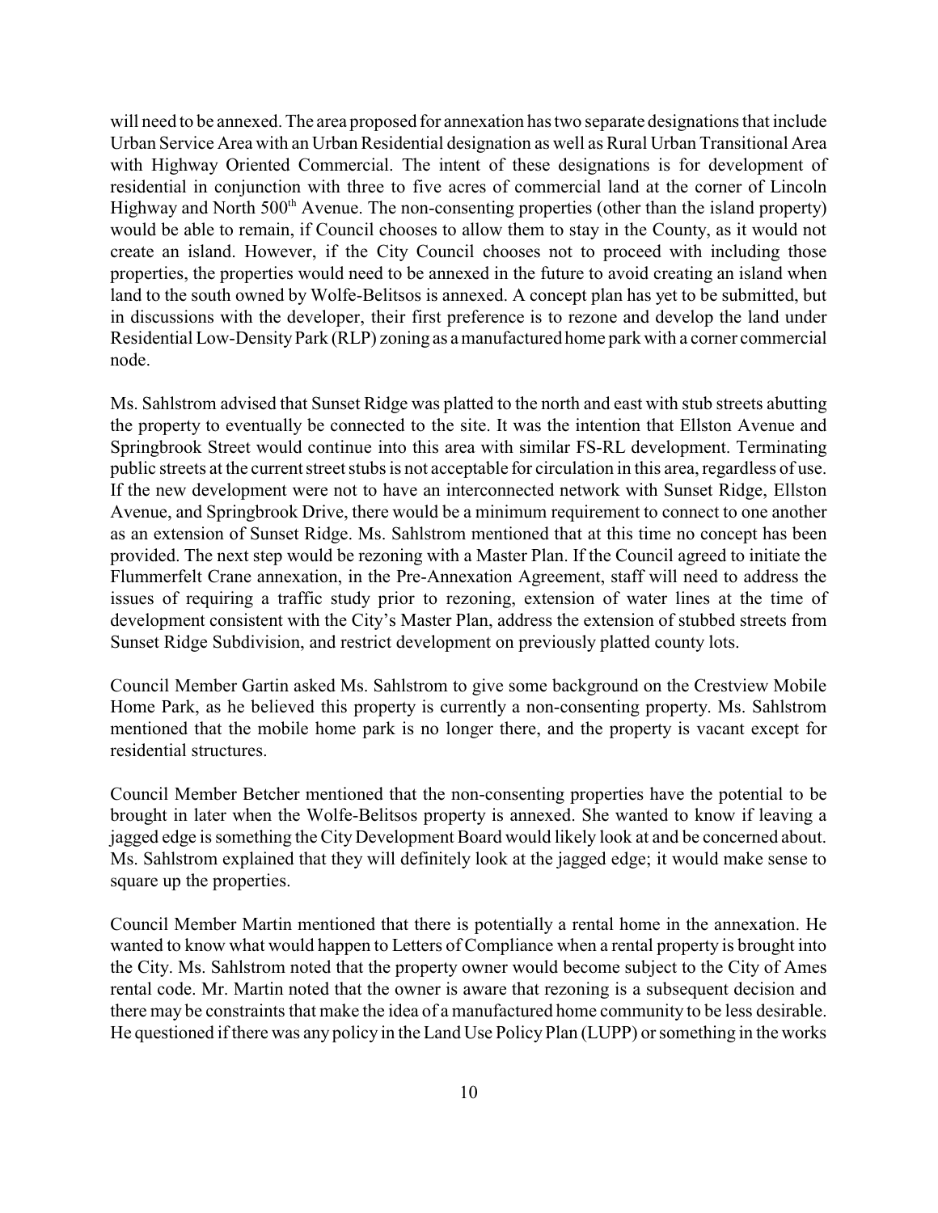will need to be annexed. The area proposed for annexation has two separate designations that include Urban Service Area with an Urban Residential designation as well as Rural Urban Transitional Area with Highway Oriented Commercial. The intent of these designations is for development of residential in conjunction with three to five acres of commercial land at the corner of Lincoln Highway and North 500th Avenue. The non-consenting properties (other than the island property) would be able to remain, if Council chooses to allow them to stay in the County, as it would not create an island. However, if the City Council chooses not to proceed with including those properties, the properties would need to be annexed in the future to avoid creating an island when land to the south owned by Wolfe-Belitsos is annexed. A concept plan has yet to be submitted, but in discussions with the developer, their first preference is to rezone and develop the land under Residential Low-Density Park (RLP) zoning as a manufactured home park with a corner commercial node.

Ms. Sahlstrom advised that Sunset Ridge was platted to the north and east with stub streets abutting the property to eventually be connected to the site. It was the intention that Ellston Avenue and Springbrook Street would continue into this area with similar FS-RL development. Terminating public streets at the current street stubs is not acceptable for circulation in this area, regardless of use. If the new development were not to have an interconnected network with Sunset Ridge, Ellston Avenue, and Springbrook Drive, there would be a minimum requirement to connect to one another as an extension of Sunset Ridge. Ms. Sahlstrom mentioned that at this time no concept has been provided. The next step would be rezoning with a Master Plan. If the Council agreed to initiate the Flummerfelt Crane annexation, in the Pre-Annexation Agreement, staff will need to address the issues of requiring a traffic study prior to rezoning, extension of water lines at the time of development consistent with the City's Master Plan, address the extension of stubbed streets from Sunset Ridge Subdivision, and restrict development on previously platted county lots.

Council Member Gartin asked Ms. Sahlstrom to give some background on the Crestview Mobile Home Park, as he believed this property is currently a non-consenting property. Ms. Sahlstrom mentioned that the mobile home park is no longer there, and the property is vacant except for residential structures.

Council Member Betcher mentioned that the non-consenting properties have the potential to be brought in later when the Wolfe-Belitsos property is annexed. She wanted to know if leaving a jagged edge is something the City Development Board would likely look at and be concerned about. Ms. Sahlstrom explained that they will definitely look at the jagged edge; it would make sense to square up the properties.

Council Member Martin mentioned that there is potentially a rental home in the annexation. He wanted to know what would happen to Letters of Compliance when a rental property is brought into the City. Ms. Sahlstrom noted that the property owner would become subject to the City of Ames rental code. Mr. Martin noted that the owner is aware that rezoning is a subsequent decision and there may be constraints that make the idea of a manufactured home community to be less desirable. He questioned if there was any policy in the Land Use Policy Plan (LUPP) or something in the works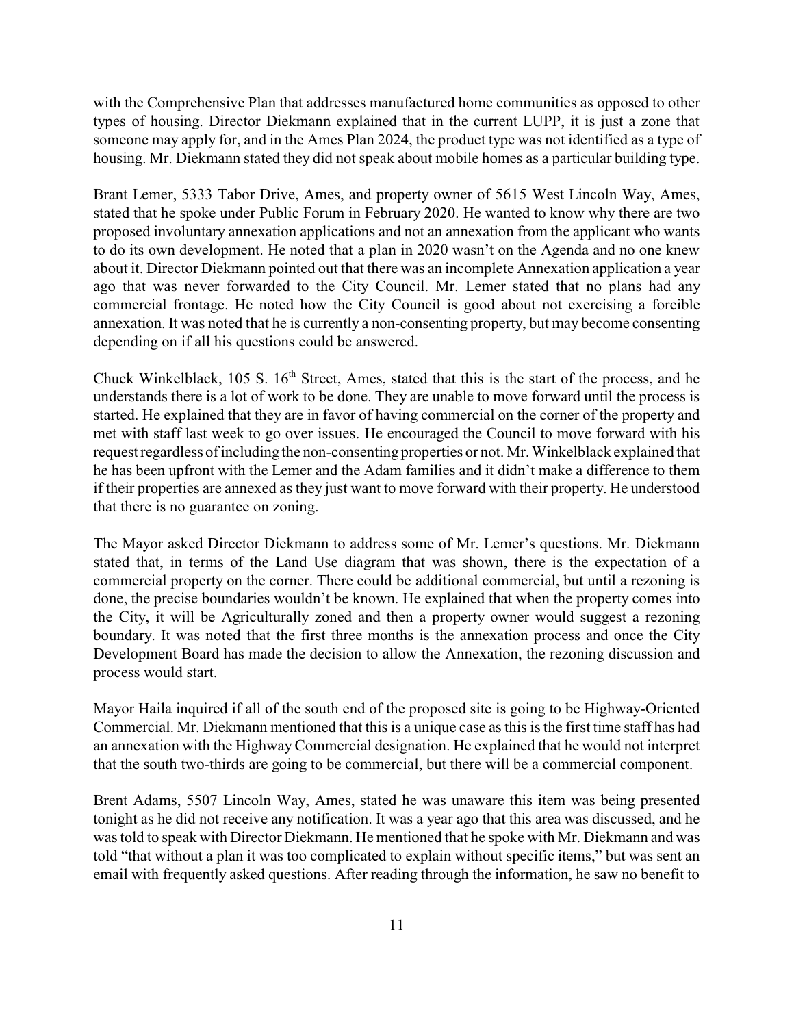with the Comprehensive Plan that addresses manufactured home communities as opposed to other types of housing. Director Diekmann explained that in the current LUPP, it is just a zone that someone may apply for, and in the Ames Plan 2024, the product type was not identified as a type of housing. Mr. Diekmann stated they did not speak about mobile homes as a particular building type.

Brant Lemer, 5333 Tabor Drive, Ames, and property owner of 5615 West Lincoln Way, Ames, stated that he spoke under Public Forum in February 2020. He wanted to know why there are two proposed involuntary annexation applications and not an annexation from the applicant who wants to do its own development. He noted that a plan in 2020 wasn't on the Agenda and no one knew about it. Director Diekmann pointed out that there was an incomplete Annexation application a year ago that was never forwarded to the City Council. Mr. Lemer stated that no plans had any commercial frontage. He noted how the City Council is good about not exercising a forcible annexation. It was noted that he is currently a non-consenting property, but may become consenting depending on if all his questions could be answered.

Chuck Winkelblack, 105 S. 16th Street, Ames, stated that this is the start of the process, and he understands there is a lot of work to be done. They are unable to move forward until the process is started. He explained that they are in favor of having commercial on the corner of the property and met with staff last week to go over issues. He encouraged the Council to move forward with his request regardless of including the non-consenting properties or not. Mr. Winkelblack explained that he has been upfront with the Lemer and the Adam families and it didn't make a difference to them if their properties are annexed as they just want to move forward with their property. He understood that there is no guarantee on zoning.

The Mayor asked Director Diekmann to address some of Mr. Lemer's questions. Mr. Diekmann stated that, in terms of the Land Use diagram that was shown, there is the expectation of a commercial property on the corner. There could be additional commercial, but until a rezoning is done, the precise boundaries wouldn't be known. He explained that when the property comes into the City, it will be Agriculturally zoned and then a property owner would suggest a rezoning boundary. It was noted that the first three months is the annexation process and once the City Development Board has made the decision to allow the Annexation, the rezoning discussion and process would start.

Mayor Haila inquired if all of the south end of the proposed site is going to be Highway-Oriented Commercial. Mr. Diekmann mentioned that this is a unique case as this is the first time staff has had an annexation with the Highway Commercial designation. He explained that he would not interpret that the south two-thirds are going to be commercial, but there will be a commercial component.

Brent Adams, 5507 Lincoln Way, Ames, stated he was unaware this item was being presented tonight as he did not receive any notification. It was a year ago that this area was discussed, and he was told to speak with Director Diekmann. He mentioned that he spoke with Mr. Diekmann and was told "that without a plan it was too complicated to explain without specific items," but was sent an email with frequently asked questions. After reading through the information, he saw no benefit to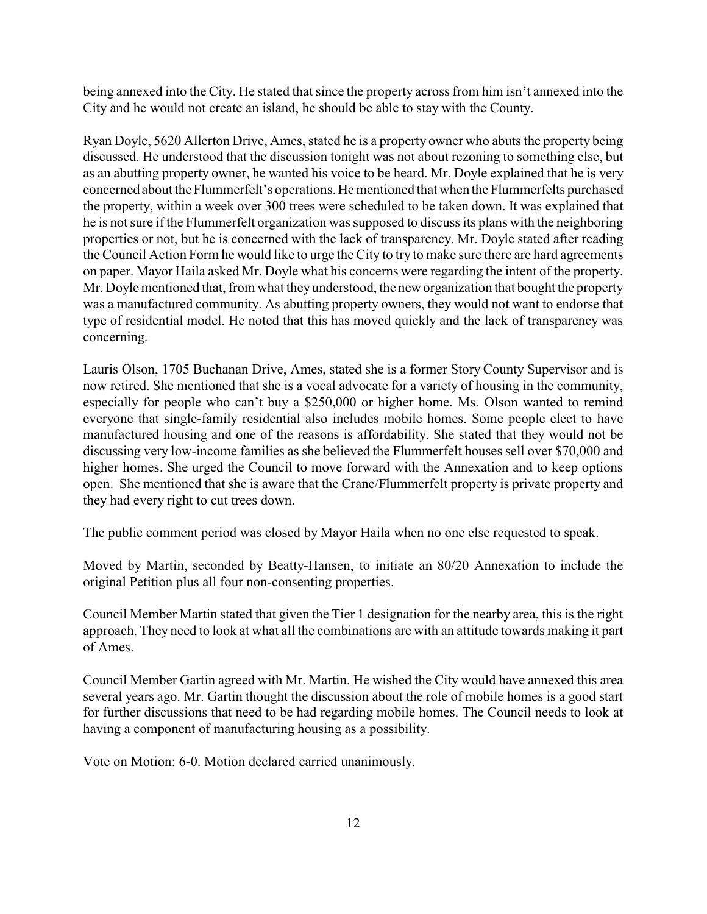being annexed into the City. He stated that since the property across from him isn't annexed into the City and he would not create an island, he should be able to stay with the County.

Ryan Doyle, 5620 Allerton Drive, Ames, stated he is a property owner who abuts the property being discussed. He understood that the discussion tonight was not about rezoning to something else, but as an abutting property owner, he wanted his voice to be heard. Mr. Doyle explained that he is very concerned about the Flummerfelt's operations. He mentioned that when the Flummerfelts purchased the property, within a week over 300 trees were scheduled to be taken down. It was explained that he is not sure if the Flummerfelt organization was supposed to discuss its plans with the neighboring properties or not, but he is concerned with the lack of transparency. Mr. Doyle stated after reading the Council Action Form he would like to urge the City to try to make sure there are hard agreements on paper. Mayor Haila asked Mr. Doyle what his concerns were regarding the intent of the property. Mr. Doyle mentioned that, from what they understood, the new organization that bought the property was a manufactured community. As abutting property owners, they would not want to endorse that type of residential model. He noted that this has moved quickly and the lack of transparency was concerning.

Lauris Olson, 1705 Buchanan Drive, Ames, stated she is a former Story County Supervisor and is now retired. She mentioned that she is a vocal advocate for a variety of housing in the community, especially for people who can't buy a $250,000 or higher home. Ms. Olson wanted to remind everyone that single-family residential also includes mobile homes. Some people elect to have manufactured housing and one of the reasons is affordability. She stated that they would not be discussing very low-income families as she believed the Flummerfelt houses sell over $70,000 and higher homes. She urged the Council to move forward with the Annexation and to keep options open. She mentioned that she is aware that the Crane/Flummerfelt property is private property and they had every right to cut trees down.

The public comment period was closed by Mayor Haila when no one else requested to speak.

Moved by Martin, seconded by Beatty-Hansen, to initiate an 80/20 Annexation to include the original Petition plus all four non-consenting properties.

Council Member Martin stated that given the Tier 1 designation for the nearby area, this is the right approach. They need to look at what all the combinations are with an attitude towards making it part of Ames.

Council Member Gartin agreed with Mr. Martin. He wished the City would have annexed this area several years ago. Mr. Gartin thought the discussion about the role of mobile homes is a good start for further discussions that need to be had regarding mobile homes. The Council needs to look at having a component of manufacturing housing as a possibility.

Vote on Motion: 6-0. Motion declared carried unanimously.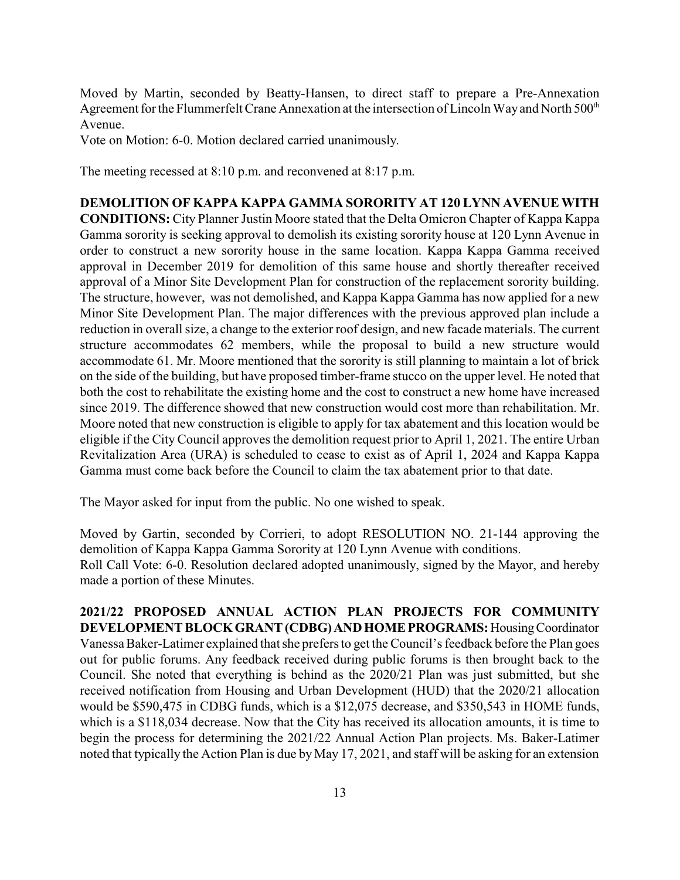Moved by Martin, seconded by Beatty-Hansen, to direct staff to prepare a Pre-Annexation Agreement for the Flummerfelt Crane Annexation at the intersection of Lincoln Way and North 500th Avenue.
Vote on Motion: 6-0. Motion declared carried unanimously.

The meeting recessed at 8:10 p.m. and reconvened at 8:17 p.m.

**DEMOLITION OF KAPPA KAPPA GAMMA SORORITY AT 120 LYNN AVENUE WITH CONDITIONS:** City Planner Justin Moore stated that the Delta Omicron Chapter of Kappa Kappa Gamma sorority is seeking approval to demolish its existing sorority house at 120 Lynn Avenue in order to construct a new sorority house in the same location. Kappa Kappa Gamma received approval in December 2019 for demolition of this same house and shortly thereafter received approval of a Minor Site Development Plan for construction of the replacement sorority building. The structure, however, was not demolished, and Kappa Kappa Gamma has now applied for a new Minor Site Development Plan. The major differences with the previous approved plan include a reduction in overall size, a change to the exterior roof design, and new facade materials. The current structure accommodates 62 members, while the proposal to build a new structure would accommodate 61. Mr. Moore mentioned that the sorority is still planning to maintain a lot of brick on the side of the building, but have proposed timber-frame stucco on the upper level. He noted that both the cost to rehabilitate the existing home and the cost to construct a new home have increased since 2019. The difference showed that new construction would cost more than rehabilitation. Mr. Moore noted that new construction is eligible to apply for tax abatement and this location would be eligible if the City Council approves the demolition request prior to April 1, 2021. The entire Urban Revitalization Area (URA) is scheduled to cease to exist as of April 1, 2024 and Kappa Kappa Gamma must come back before the Council to claim the tax abatement prior to that date.

The Mayor asked for input from the public. No one wished to speak.

Moved by Gartin, seconded by Corrieri, to adopt RESOLUTION NO. 21-144 approving the demolition of Kappa Kappa Gamma Sorority at 120 Lynn Avenue with conditions.
Roll Call Vote: 6-0. Resolution declared adopted unanimously, signed by the Mayor, and hereby made a portion of these Minutes.

**2021/22 PROPOSED ANNUAL ACTION PLAN PROJECTS FOR COMMUNITY DEVELOPMENT BLOCK GRANT (CDBG) AND HOME PROGRAMS:** Housing Coordinator Vanessa Baker-Latimer explained that she prefers to get the Council's feedback before the Plan goes out for public forums. Any feedback received during public forums is then brought back to the Council. She noted that everything is behind as the 2020/21 Plan was just submitted, but she received notification from Housing and Urban Development (HUD) that the 2020/21 allocation would be \$590,475 in CDBG funds, which is a \$12,075 decrease, and \$350,543 in HOME funds, which is a \$118,034 decrease. Now that the City has received its allocation amounts, it is time to begin the process for determining the 2021/22 Annual Action Plan projects. Ms. Baker-Latimer noted that typically the Action Plan is due by May 17, 2021, and staff will be asking for an extension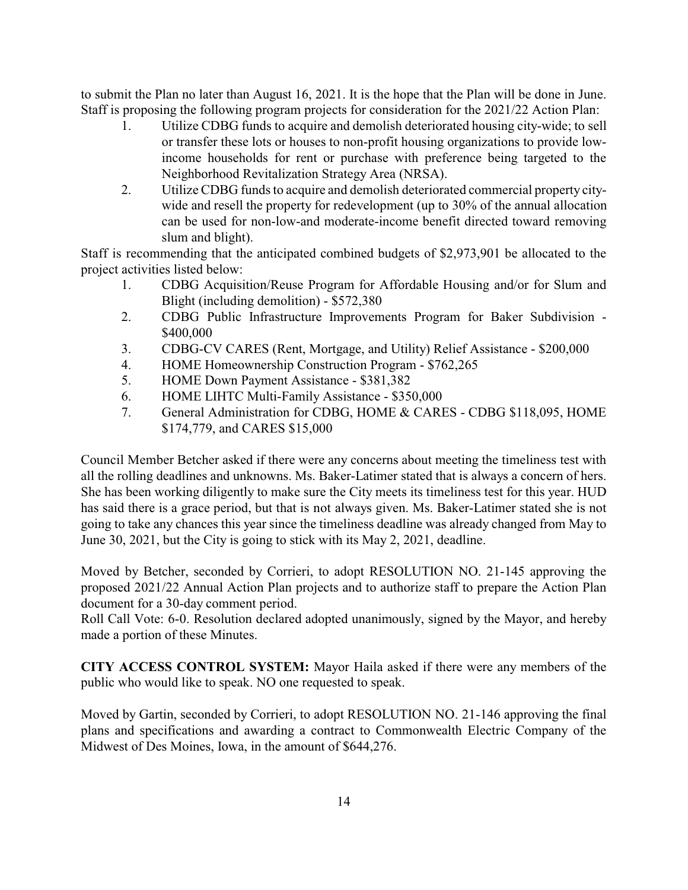to submit the Plan no later than August 16, 2021. It is the hope that the Plan will be done in June. Staff is proposing the following program projects for consideration for the 2021/22 Action Plan:

1. Utilize CDBG funds to acquire and demolish deteriorated housing city-wide; to sell or transfer these lots or houses to non-profit housing organizations to provide low-income households for rent or purchase with preference being targeted to the Neighborhood Revitalization Strategy Area (NRSA).
2. Utilize CDBG funds to acquire and demolish deteriorated commercial property city-wide and resell the property for redevelopment (up to 30% of the annual allocation can be used for non-low-and moderate-income benefit directed toward removing slum and blight).

Staff is recommending that the anticipated combined budgets of $2,973,901 be allocated to the project activities listed below:

1. CDBG Acquisition/Reuse Program for Affordable Housing and/or for Slum and Blight (including demolition) - $572,380
2. CDBG Public Infrastructure Improvements Program for Baker Subdivision - $400,000
3. CDBG-CV CARES (Rent, Mortgage, and Utility) Relief Assistance - $200,000
4. HOME Homeownership Construction Program - $762,265
5. HOME Down Payment Assistance - $381,382
6. HOME LIHTC Multi-Family Assistance - $350,000
7. General Administration for CDBG, HOME & CARES - CDBG $118,095, HOME $174,779, and CARES $15,000

Council Member Betcher asked if there were any concerns about meeting the timeliness test with all the rolling deadlines and unknowns. Ms. Baker-Latimer stated that is always a concern of hers. She has been working diligently to make sure the City meets its timeliness test for this year. HUD has said there is a grace period, but that is not always given. Ms. Baker-Latimer stated she is not going to take any chances this year since the timeliness deadline was already changed from May to June 30, 2021, but the City is going to stick with its May 2, 2021, deadline.

Moved by Betcher, seconded by Corrieri, to adopt RESOLUTION NO. 21-145 approving the proposed 2021/22 Annual Action Plan projects and to authorize staff to prepare the Action Plan document for a 30-day comment period.
Roll Call Vote: 6-0. Resolution declared adopted unanimously, signed by the Mayor, and hereby made a portion of these Minutes.

**CITY ACCESS CONTROL SYSTEM:** Mayor Haila asked if there were any members of the public who would like to speak. NO one requested to speak.

Moved by Gartin, seconded by Corrieri, to adopt RESOLUTION NO. 21-146 approving the final plans and specifications and awarding a contract to Commonwealth Electric Company of the Midwest of Des Moines, Iowa, in the amount of $644,276.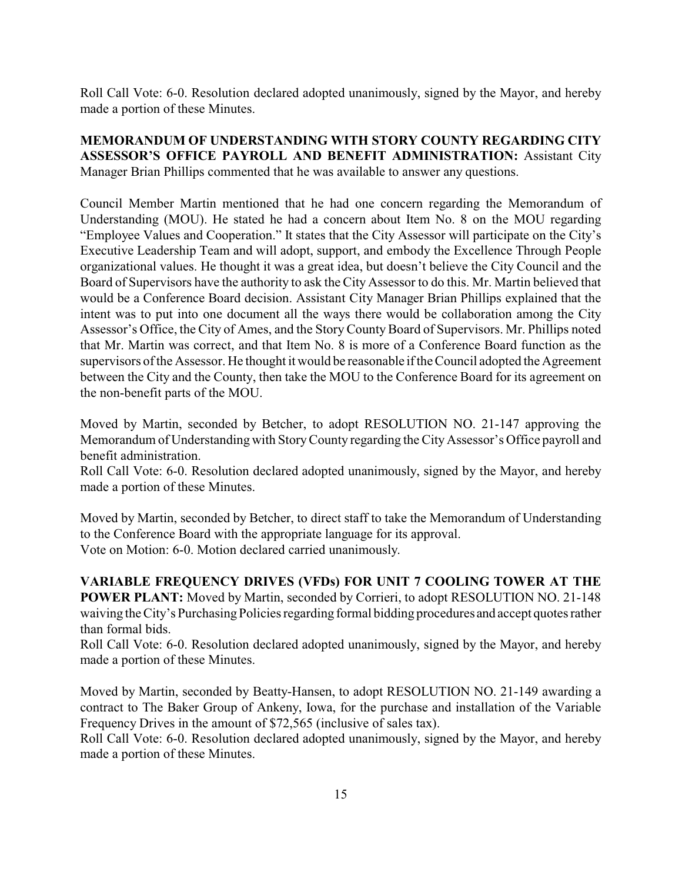Roll Call Vote: 6-0. Resolution declared adopted unanimously, signed by the Mayor, and hereby made a portion of these Minutes.

**MEMORANDUM OF UNDERSTANDING WITH STORY COUNTY REGARDING CITY ASSESSOR'S OFFICE PAYROLL AND BENEFIT ADMINISTRATION:** Assistant City Manager Brian Phillips commented that he was available to answer any questions.

Council Member Martin mentioned that he had one concern regarding the Memorandum of Understanding (MOU). He stated he had a concern about Item No. 8 on the MOU regarding "Employee Values and Cooperation." It states that the City Assessor will participate on the City's Executive Leadership Team and will adopt, support, and embody the Excellence Through People organizational values. He thought it was a great idea, but doesn't believe the City Council and the Board of Supervisors have the authority to ask the City Assessor to do this. Mr. Martin believed that would be a Conference Board decision. Assistant City Manager Brian Phillips explained that the intent was to put into one document all the ways there would be collaboration among the City Assessor's Office, the City of Ames, and the Story County Board of Supervisors. Mr. Phillips noted that Mr. Martin was correct, and that Item No. 8 is more of a Conference Board function as the supervisors of the Assessor. He thought it would be reasonable if the Council adopted the Agreement between the City and the County, then take the MOU to the Conference Board for its agreement on the non-benefit parts of the MOU.

Moved by Martin, seconded by Betcher, to adopt RESOLUTION NO. 21-147 approving the Memorandum of Understanding with Story County regarding the City Assessor's Office payroll and benefit administration.
Roll Call Vote: 6-0. Resolution declared adopted unanimously, signed by the Mayor, and hereby made a portion of these Minutes.

Moved by Martin, seconded by Betcher, to direct staff to take the Memorandum of Understanding to the Conference Board with the appropriate language for its approval.
Vote on Motion: 6-0. Motion declared carried unanimously.

**VARIABLE FREQUENCY DRIVES (VFDs) FOR UNIT 7 COOLING TOWER AT THE POWER PLANT:** Moved by Martin, seconded by Corrieri, to adopt RESOLUTION NO. 21-148 waiving the City's Purchasing Policies regarding formal bidding procedures and accept quotes rather than formal bids.
Roll Call Vote: 6-0. Resolution declared adopted unanimously, signed by the Mayor, and hereby made a portion of these Minutes.

Moved by Martin, seconded by Beatty-Hansen, to adopt RESOLUTION NO. 21-149 awarding a contract to The Baker Group of Ankeny, Iowa, for the purchase and installation of the Variable Frequency Drives in the amount of $72,565 (inclusive of sales tax).
Roll Call Vote: 6-0. Resolution declared adopted unanimously, signed by the Mayor, and hereby made a portion of these Minutes.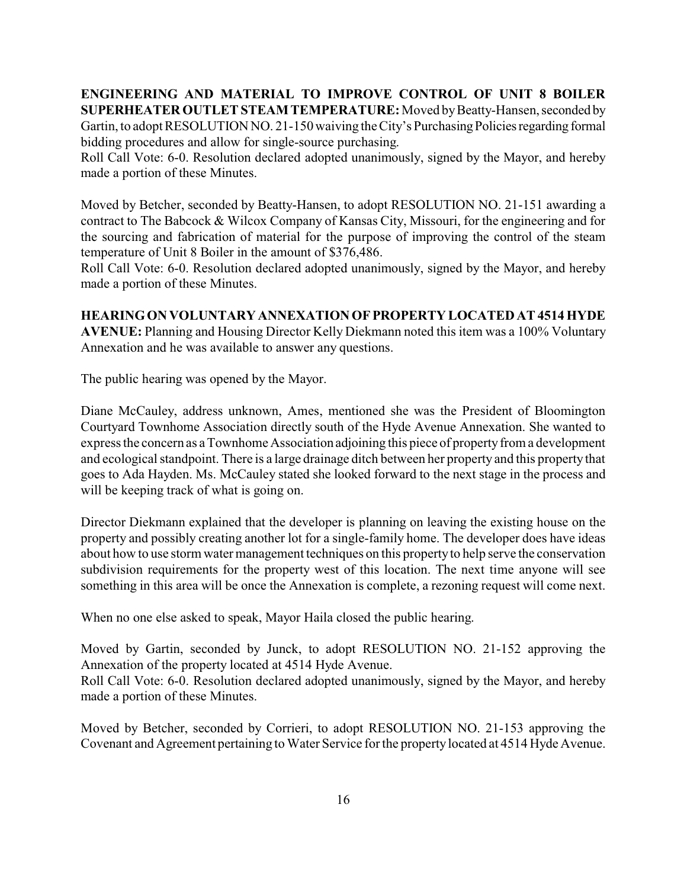**ENGINEERING AND MATERIAL TO IMPROVE CONTROL OF UNIT 8 BOILER SUPERHEATER OUTLET STEAM TEMPERATURE:** Moved by Beatty-Hansen, seconded by Gartin, to adopt RESOLUTION NO. 21-150 waiving the City's Purchasing Policies regarding formal bidding procedures and allow for single-source purchasing.
Roll Call Vote: 6-0. Resolution declared adopted unanimously, signed by the Mayor, and hereby made a portion of these Minutes.

Moved by Betcher, seconded by Beatty-Hansen, to adopt RESOLUTION NO. 21-151 awarding a contract to The Babcock & Wilcox Company of Kansas City, Missouri, for the engineering and for the sourcing and fabrication of material for the purpose of improving the control of the steam temperature of Unit 8 Boiler in the amount of $376,486.
Roll Call Vote: 6-0. Resolution declared adopted unanimously, signed by the Mayor, and hereby made a portion of these Minutes.

**HEARING ON VOLUNTARY ANNEXATION OF PROPERTY LOCATED AT 4514 HYDE AVENUE:** Planning and Housing Director Kelly Diekmann noted this item was a 100% Voluntary Annexation and he was available to answer any questions.

The public hearing was opened by the Mayor.

Diane McCauley, address unknown, Ames, mentioned she was the President of Bloomington Courtyard Townhome Association directly south of the Hyde Avenue Annexation. She wanted to express the concern as a Townhome Association adjoining this piece of property from a development and ecological standpoint. There is a large drainage ditch between her property and this property that goes to Ada Hayden. Ms. McCauley stated she looked forward to the next stage in the process and will be keeping track of what is going on.

Director Diekmann explained that the developer is planning on leaving the existing house on the property and possibly creating another lot for a single-family home. The developer does have ideas about how to use storm water management techniques on this property to help serve the conservation subdivision requirements for the property west of this location. The next time anyone will see something in this area will be once the Annexation is complete, a rezoning request will come next.

When no one else asked to speak, Mayor Haila closed the public hearing.

Moved by Gartin, seconded by Junck, to adopt RESOLUTION NO. 21-152 approving the Annexation of the property located at 4514 Hyde Avenue.
Roll Call Vote: 6-0. Resolution declared adopted unanimously, signed by the Mayor, and hereby made a portion of these Minutes.

Moved by Betcher, seconded by Corrieri, to adopt RESOLUTION NO. 21-153 approving the Covenant and Agreement pertaining to Water Service for the property located at 4514 Hyde Avenue.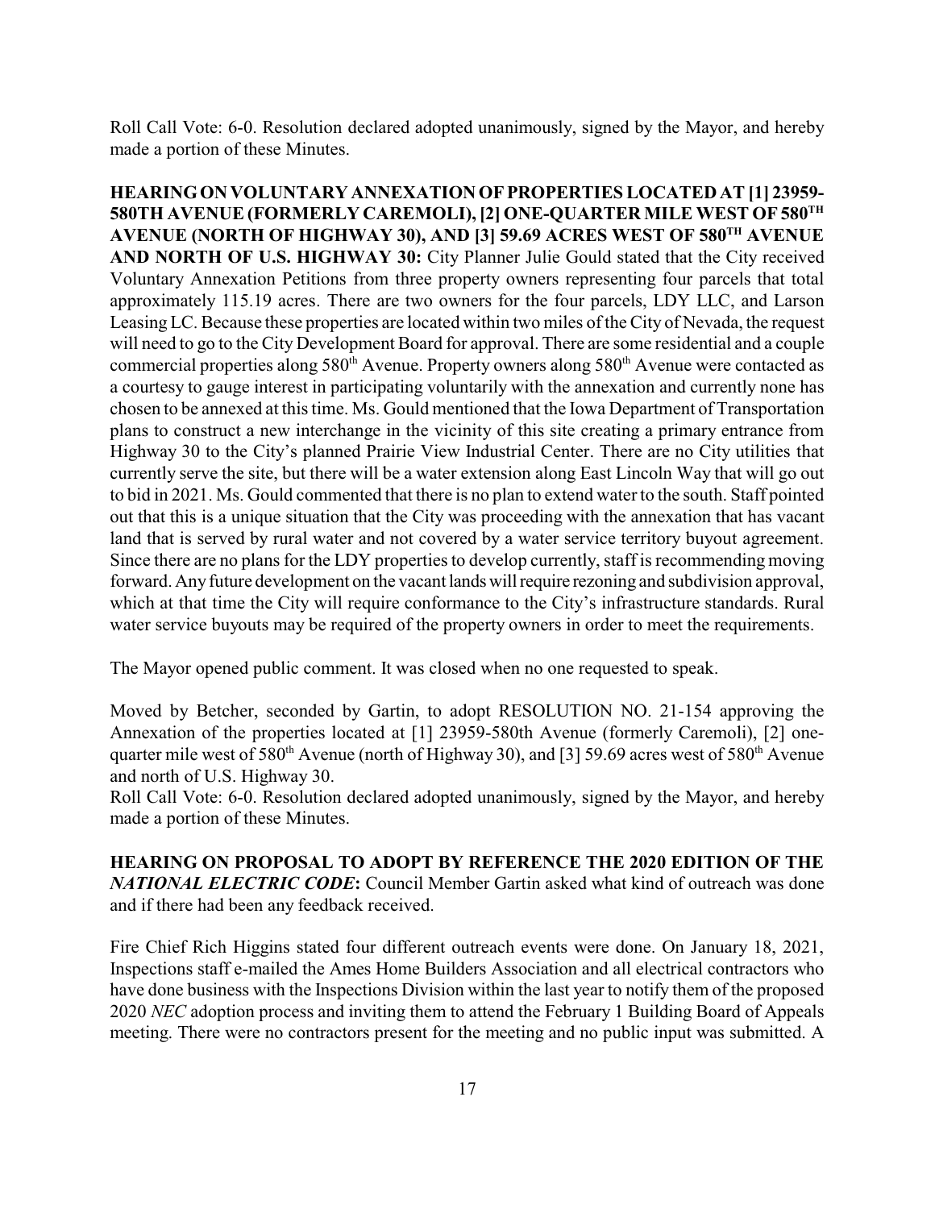Roll Call Vote: 6-0. Resolution declared adopted unanimously, signed by the Mayor, and hereby made a portion of these Minutes.

**HEARING ON VOLUNTARY ANNEXATION OF PROPERTIES LOCATED AT [1] 23959-580TH AVENUE (FORMERLY CAREMOLI), [2] ONE-QUARTER MILE WEST OF 580TH AVENUE (NORTH OF HIGHWAY 30), AND [3] 59.69 ACRES WEST OF 580TH AVENUE AND NORTH OF U.S. HIGHWAY 30:** City Planner Julie Gould stated that the City received Voluntary Annexation Petitions from three property owners representing four parcels that total approximately 115.19 acres. There are two owners for the four parcels, LDY LLC, and Larson Leasing LC. Because these properties are located within two miles of the City of Nevada, the request will need to go to the City Development Board for approval. There are some residential and a couple commercial properties along 580th Avenue. Property owners along 580th Avenue were contacted as a courtesy to gauge interest in participating voluntarily with the annexation and currently none has chosen to be annexed at this time. Ms. Gould mentioned that the Iowa Department of Transportation plans to construct a new interchange in the vicinity of this site creating a primary entrance from Highway 30 to the City's planned Prairie View Industrial Center. There are no City utilities that currently serve the site, but there will be a water extension along East Lincoln Way that will go out to bid in 2021. Ms. Gould commented that there is no plan to extend water to the south. Staff pointed out that this is a unique situation that the City was proceeding with the annexation that has vacant land that is served by rural water and not covered by a water service territory buyout agreement. Since there are no plans for the LDY properties to develop currently, staff is recommending moving forward. Any future development on the vacant lands will require rezoning and subdivision approval, which at that time the City will require conformance to the City's infrastructure standards. Rural water service buyouts may be required of the property owners in order to meet the requirements.

The Mayor opened public comment. It was closed when no one requested to speak.

Moved by Betcher, seconded by Gartin, to adopt RESOLUTION NO. 21-154 approving the Annexation of the properties located at [1] 23959-580th Avenue (formerly Caremoli), [2] one-quarter mile west of 580th Avenue (north of Highway 30), and [3] 59.69 acres west of 580th Avenue and north of U.S. Highway 30.
Roll Call Vote: 6-0. Resolution declared adopted unanimously, signed by the Mayor, and hereby made a portion of these Minutes.

**HEARING ON PROPOSAL TO ADOPT BY REFERENCE THE 2020 EDITION OF THE *NATIONAL ELECTRIC CODE*:** Council Member Gartin asked what kind of outreach was done and if there had been any feedback received.

Fire Chief Rich Higgins stated four different outreach events were done. On January 18, 2021, Inspections staff e-mailed the Ames Home Builders Association and all electrical contractors who have done business with the Inspections Division within the last year to notify them of the proposed 2020 *NEC* adoption process and inviting them to attend the February 1 Building Board of Appeals meeting. There were no contractors present for the meeting and no public input was submitted. A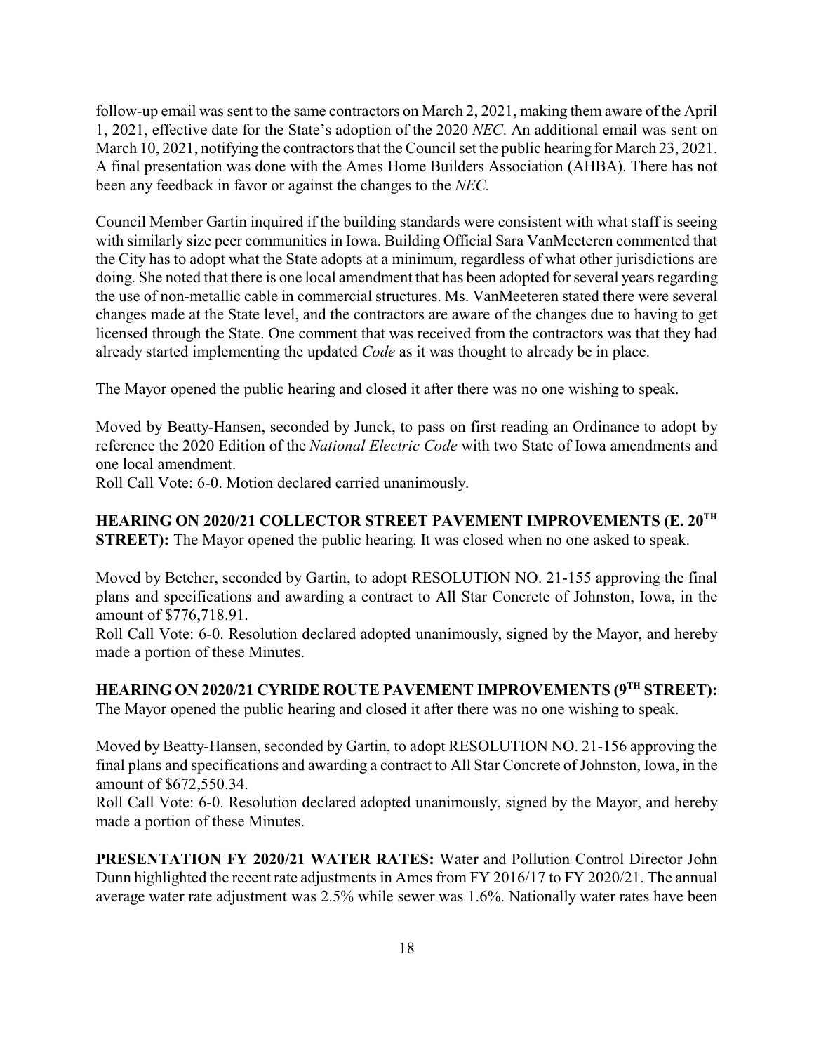follow-up email was sent to the same contractors on March 2, 2021, making them aware of the April 1, 2021, effective date for the State's adoption of the 2020 *NEC*. An additional email was sent on March 10, 2021, notifying the contractors that the Council set the public hearing for March 23, 2021. A final presentation was done with the Ames Home Builders Association (AHBA). There has not been any feedback in favor or against the changes to the *NEC.*

Council Member Gartin inquired if the building standards were consistent with what staff is seeing with similarly size peer communities in Iowa. Building Official Sara VanMeeteren commented that the City has to adopt what the State adopts at a minimum, regardless of what other jurisdictions are doing. She noted that there is one local amendment that has been adopted for several years regarding the use of non-metallic cable in commercial structures. Ms. VanMeeteren stated there were several changes made at the State level, and the contractors are aware of the changes due to having to get licensed through the State. One comment that was received from the contractors was that they had already started implementing the updated *Code* as it was thought to already be in place.

The Mayor opened the public hearing and closed it after there was no one wishing to speak.

Moved by Beatty-Hansen, seconded by Junck, to pass on first reading an Ordinance to adopt by reference the 2020 Edition of the *National Electric Code* with two State of Iowa amendments and one local amendment.
Roll Call Vote: 6-0. Motion declared carried unanimously.

**HEARING ON 2020/21 COLLECTOR STREET PAVEMENT IMPROVEMENTS (E. 20TH STREET):** The Mayor opened the public hearing. It was closed when no one asked to speak.

Moved by Betcher, seconded by Gartin, to adopt RESOLUTION NO. 21-155 approving the final plans and specifications and awarding a contract to All Star Concrete of Johnston, Iowa, in the amount of $776,718.91.
Roll Call Vote: 6-0. Resolution declared adopted unanimously, signed by the Mayor, and hereby made a portion of these Minutes.

**HEARING ON 2020/21 CYRIDE ROUTE PAVEMENT IMPROVEMENTS (9TH STREET):** The Mayor opened the public hearing and closed it after there was no one wishing to speak.

Moved by Beatty-Hansen, seconded by Gartin, to adopt RESOLUTION NO. 21-156 approving the final plans and specifications and awarding a contract to All Star Concrete of Johnston, Iowa, in the amount of $672,550.34.
Roll Call Vote: 6-0. Resolution declared adopted unanimously, signed by the Mayor, and hereby made a portion of these Minutes.

**PRESENTATION FY 2020/21 WATER RATES:** Water and Pollution Control Director John Dunn highlighted the recent rate adjustments in Ames from FY 2016/17 to FY 2020/21. The annual average water rate adjustment was 2.5% while sewer was 1.6%. Nationally water rates have been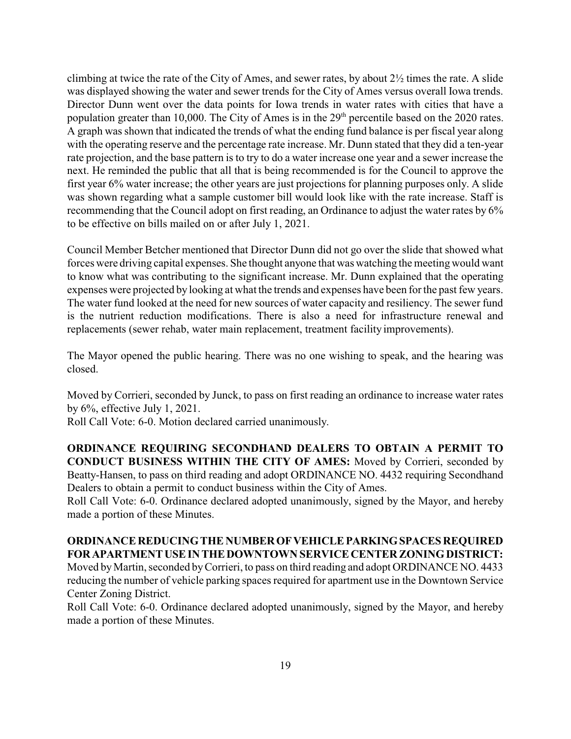climbing at twice the rate of the City of Ames, and sewer rates, by about 2½ times the rate. A slide was displayed showing the water and sewer trends for the City of Ames versus overall Iowa trends. Director Dunn went over the data points for Iowa trends in water rates with cities that have a population greater than 10,000. The City of Ames is in the 29th percentile based on the 2020 rates. A graph was shown that indicated the trends of what the ending fund balance is per fiscal year along with the operating reserve and the percentage rate increase. Mr. Dunn stated that they did a ten-year rate projection, and the base pattern is to try to do a water increase one year and a sewer increase the next. He reminded the public that all that is being recommended is for the Council to approve the first year 6% water increase; the other years are just projections for planning purposes only. A slide was shown regarding what a sample customer bill would look like with the rate increase. Staff is recommending that the Council adopt on first reading, an Ordinance to adjust the water rates by 6% to be effective on bills mailed on or after July 1, 2021.

Council Member Betcher mentioned that Director Dunn did not go over the slide that showed what forces were driving capital expenses. She thought anyone that was watching the meeting would want to know what was contributing to the significant increase. Mr. Dunn explained that the operating expenses were projected by looking at what the trends and expenses have been for the past few years. The water fund looked at the need for new sources of water capacity and resiliency. The sewer fund is the nutrient reduction modifications. There is also a need for infrastructure renewal and replacements (sewer rehab, water main replacement, treatment facility improvements).

The Mayor opened the public hearing. There was no one wishing to speak, and the hearing was closed.

Moved by Corrieri, seconded by Junck, to pass on first reading an ordinance to increase water rates by 6%, effective July 1, 2021.
Roll Call Vote: 6-0. Motion declared carried unanimously.

**ORDINANCE REQUIRING SECONDHAND DEALERS TO OBTAIN A PERMIT TO CONDUCT BUSINESS WITHIN THE CITY OF AMES:** Moved by Corrieri, seconded by Beatty-Hansen, to pass on third reading and adopt ORDINANCE NO. 4432 requiring Secondhand Dealers to obtain a permit to conduct business within the City of Ames.
Roll Call Vote: 6-0. Ordinance declared adopted unanimously, signed by the Mayor, and hereby made a portion of these Minutes.

**ORDINANCE REDUCING THE NUMBER OF VEHICLE PARKING SPACES REQUIRED FOR APARTMENT USE IN THE DOWNTOWN SERVICE CENTER ZONING DISTRICT:** Moved by Martin, seconded by Corrieri, to pass on third reading and adopt ORDINANCE NO. 4433 reducing the number of vehicle parking spaces required for apartment use in the Downtown Service Center Zoning District.
Roll Call Vote: 6-0. Ordinance declared adopted unanimously, signed by the Mayor, and hereby made a portion of these Minutes.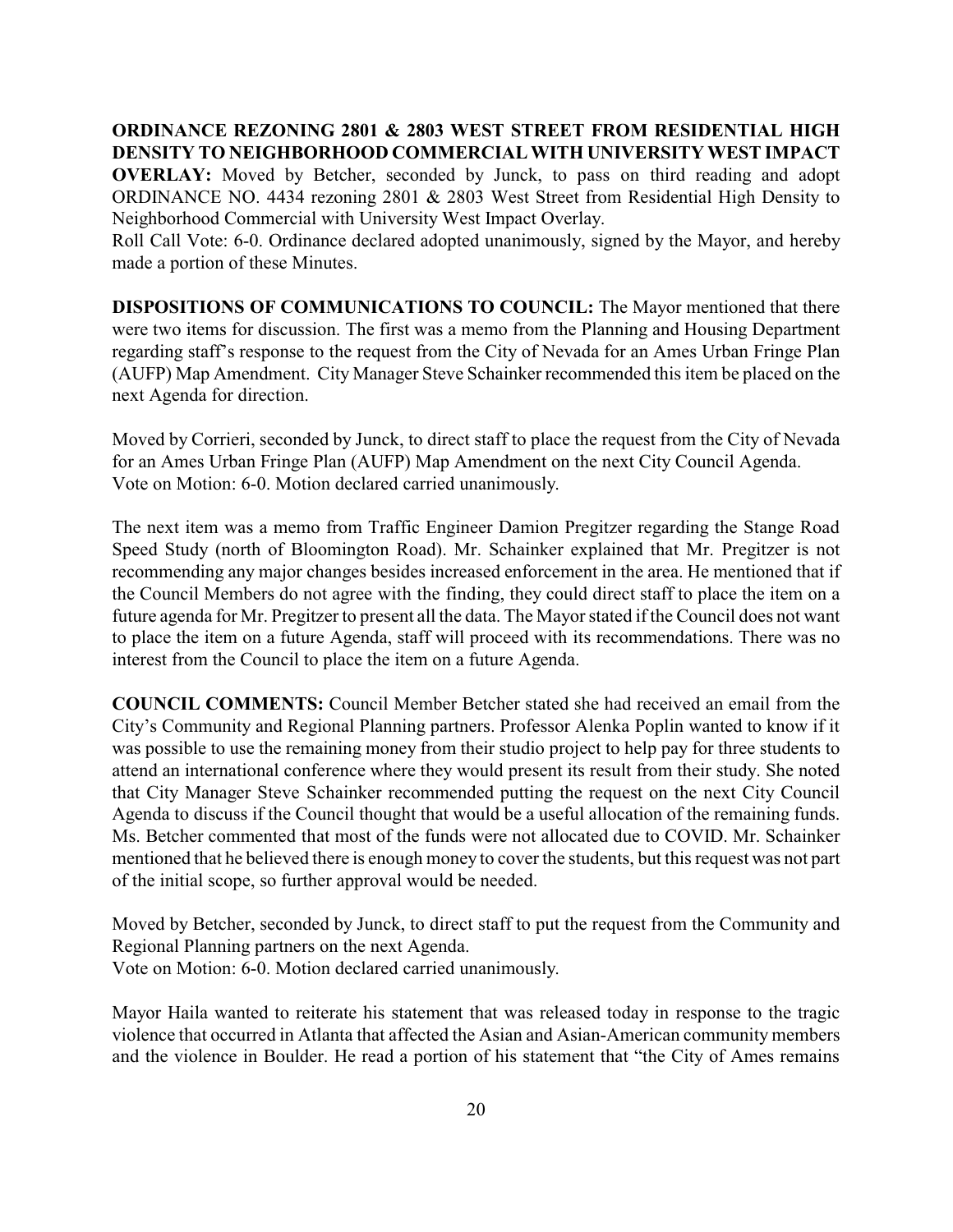**ORDINANCE REZONING 2801 & 2803 WEST STREET FROM RESIDENTIAL HIGH DENSITY TO NEIGHBORHOOD COMMERCIAL WITH UNIVERSITY WEST IMPACT OVERLAY:** Moved by Betcher, seconded by Junck, to pass on third reading and adopt ORDINANCE NO. 4434 rezoning 2801 & 2803 West Street from Residential High Density to Neighborhood Commercial with University West Impact Overlay.
Roll Call Vote: 6-0. Ordinance declared adopted unanimously, signed by the Mayor, and hereby made a portion of these Minutes.

**DISPOSITIONS OF COMMUNICATIONS TO COUNCIL:** The Mayor mentioned that there were two items for discussion. The first was a memo from the Planning and Housing Department regarding staff's response to the request from the City of Nevada for an Ames Urban Fringe Plan (AUFP) Map Amendment. City Manager Steve Schainker recommended this item be placed on the next Agenda for direction.

Moved by Corrieri, seconded by Junck, to direct staff to place the request from the City of Nevada for an Ames Urban Fringe Plan (AUFP) Map Amendment on the next City Council Agenda.
Vote on Motion: 6-0. Motion declared carried unanimously.

The next item was a memo from Traffic Engineer Damion Pregitzer regarding the Stange Road Speed Study (north of Bloomington Road). Mr. Schainker explained that Mr. Pregitzer is not recommending any major changes besides increased enforcement in the area. He mentioned that if the Council Members do not agree with the finding, they could direct staff to place the item on a future agenda for Mr. Pregitzer to present all the data. The Mayor stated if the Council does not want to place the item on a future Agenda, staff will proceed with its recommendations. There was no interest from the Council to place the item on a future Agenda.

**COUNCIL COMMENTS:** Council Member Betcher stated she had received an email from the City's Community and Regional Planning partners. Professor Alenka Poplin wanted to know if it was possible to use the remaining money from their studio project to help pay for three students to attend an international conference where they would present its result from their study. She noted that City Manager Steve Schainker recommended putting the request on the next City Council Agenda to discuss if the Council thought that would be a useful allocation of the remaining funds. Ms. Betcher commented that most of the funds were not allocated due to COVID. Mr. Schainker mentioned that he believed there is enough money to cover the students, but this request was not part of the initial scope, so further approval would be needed.

Moved by Betcher, seconded by Junck, to direct staff to put the request from the Community and Regional Planning partners on the next Agenda.
Vote on Motion: 6-0. Motion declared carried unanimously.

Mayor Haila wanted to reiterate his statement that was released today in response to the tragic violence that occurred in Atlanta that affected the Asian and Asian-American community members and the violence in Boulder. He read a portion of his statement that "the City of Ames remains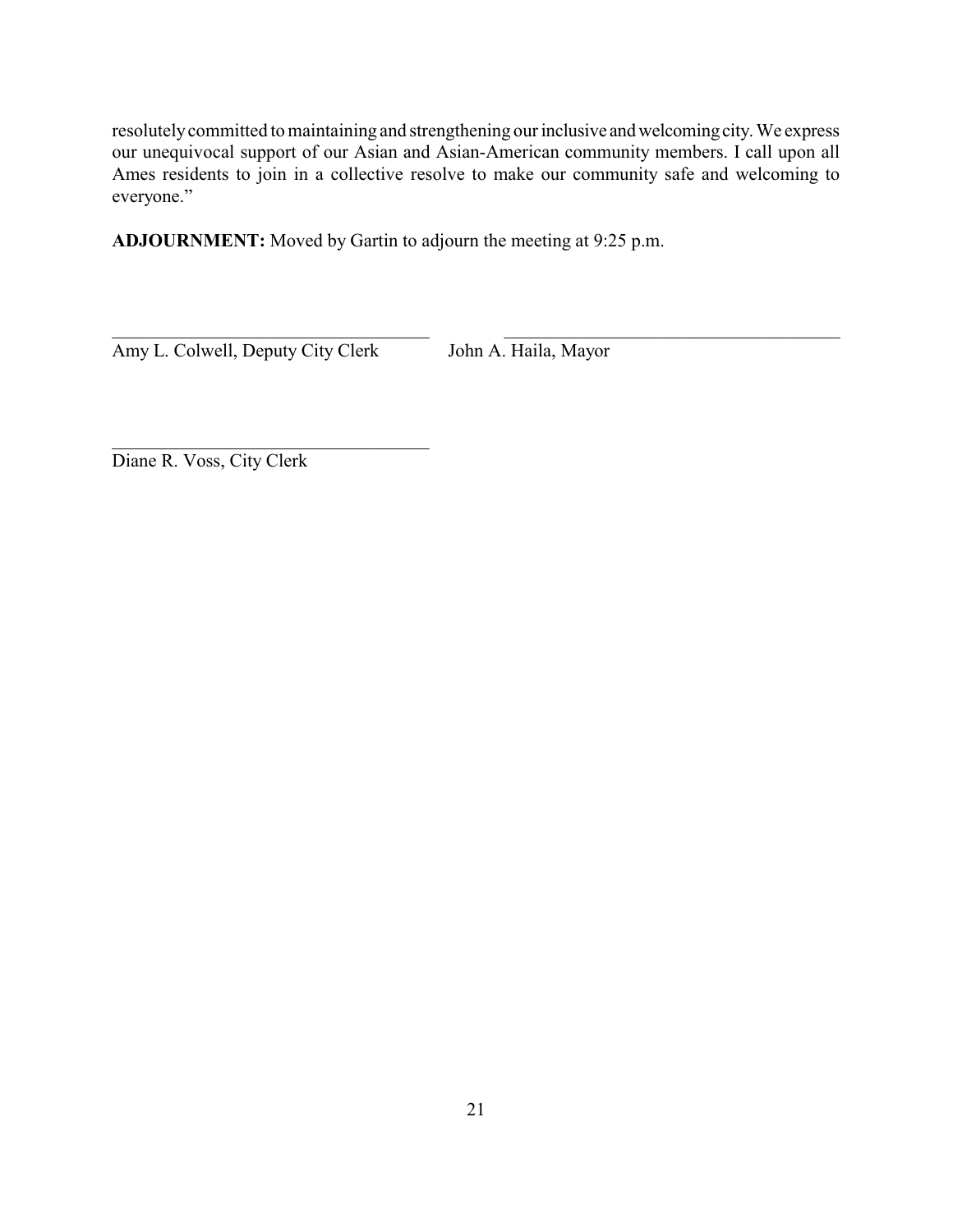resolutely committed to maintaining and strengthening our inclusive and welcoming city. We express our unequivocal support of our Asian and Asian-American community members. I call upon all Ames residents to join in a collective resolve to make our community safe and welcoming to everyone."

**ADJOURNMENT:** Moved by Gartin to adjourn the meeting at 9:25 p.m.

\_\_\_\_\_\_\_\_\_\_\_\_\_\_\_\_\_\_\_\_\_\_\_\_\_\_\_\_\_\_\_\_\_\_ \_\_\_\_\_\_\_\_\_\_\_\_\_\_\_\_\_\_\_\_\_\_\_\_\_\_\_\_\_\_\_\_\_\_

Amy L. Colwell, Deputy City Clerk John A. Haila, Mayor

\_\_\_\_\_\_\_\_\_\_\_\_\_\_\_\_\_\_\_\_\_\_\_\_\_\_\_\_\_\_\_\_\_\_

Diane R. Voss, City Clerk